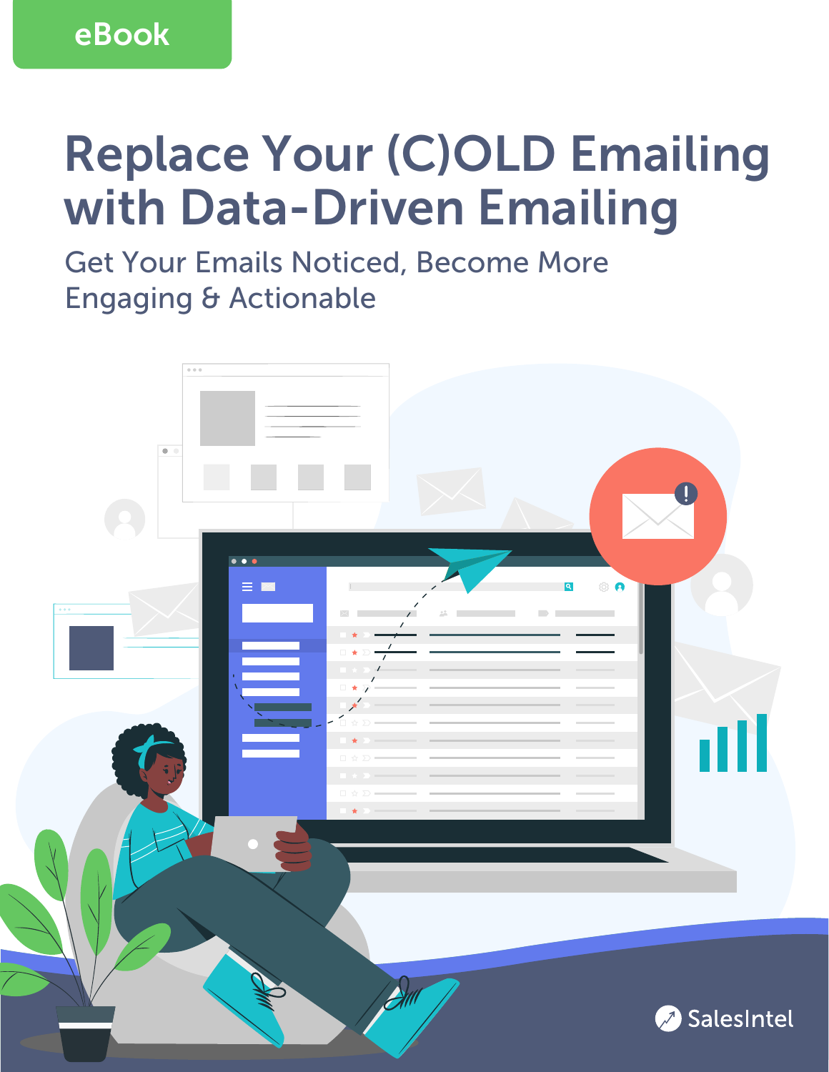eBook

# Replace Your (C)OLD Emailing with Data-Driven Emailing

## Get Your Emails Noticed, Become More Engaging & Actionable

SalesIntel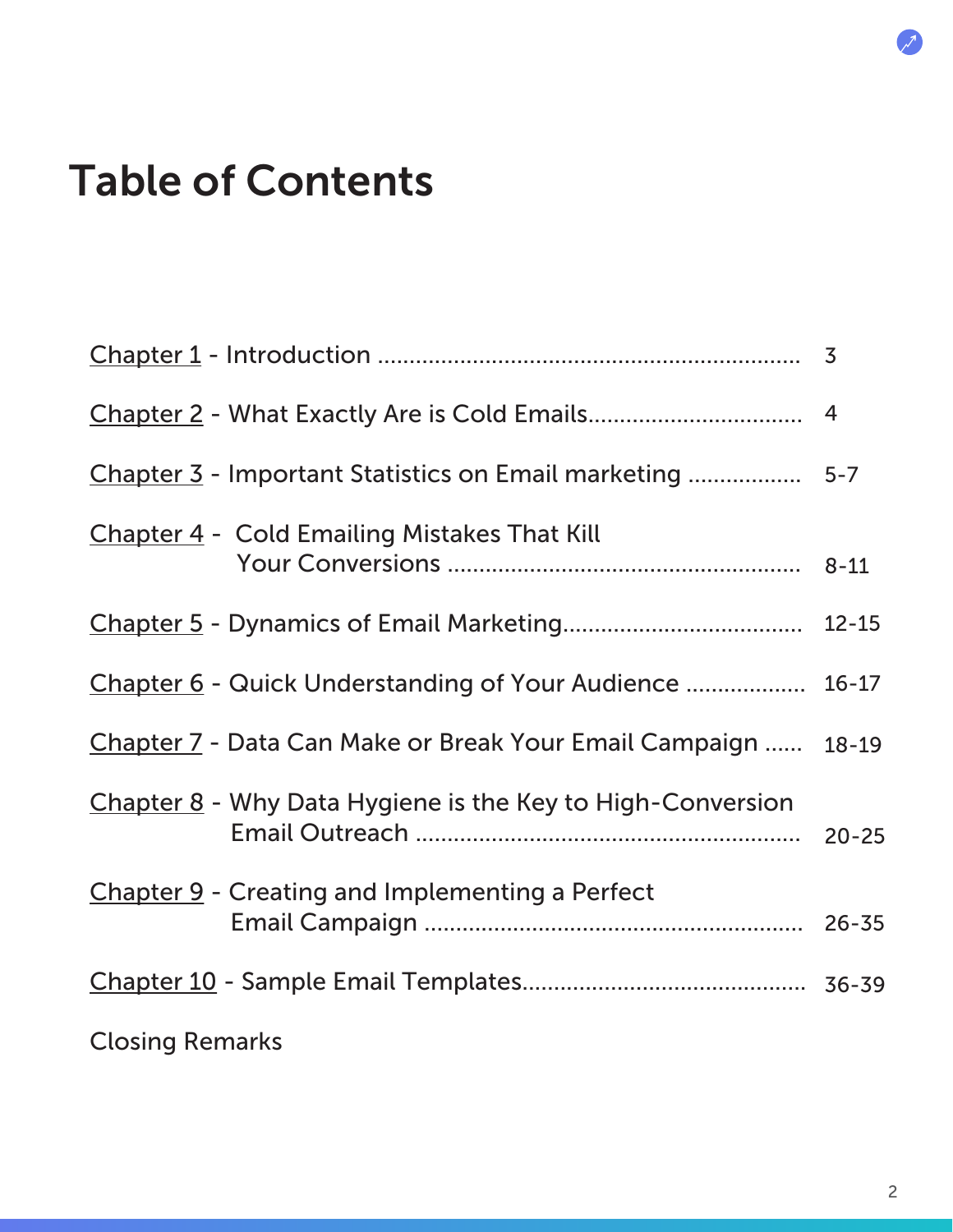# Table of Contents

| | |
|---|---|
| Chapter 1 - Introduction | 3 |
| Chapter 2 - What Exactly Are is Cold Emails | 4 |
| Chapter 3 - Important Statistics on Email marketing | 5-7 |
| Chapter 4 - Cold Emailing Mistakes That Kill Your Conversions | 8-11 |
| Chapter 5 - Dynamics of Email Marketing | 12-15 |
| Chapter 6 - Quick Understanding of Your Audience | 16-17 |
| Chapter 7 - Data Can Make or Break Your Email Campaign | 18-19 |
| Chapter 8 - Why Data Hygiene is the Key to High-Conversion Email Outreach | 20-25 |
| Chapter 9 - Creating and Implementing a Perfect Email Campaign | 26-35 |
| Chapter 10 - Sample Email Templates | 36-39 |
| Closing Remarks | |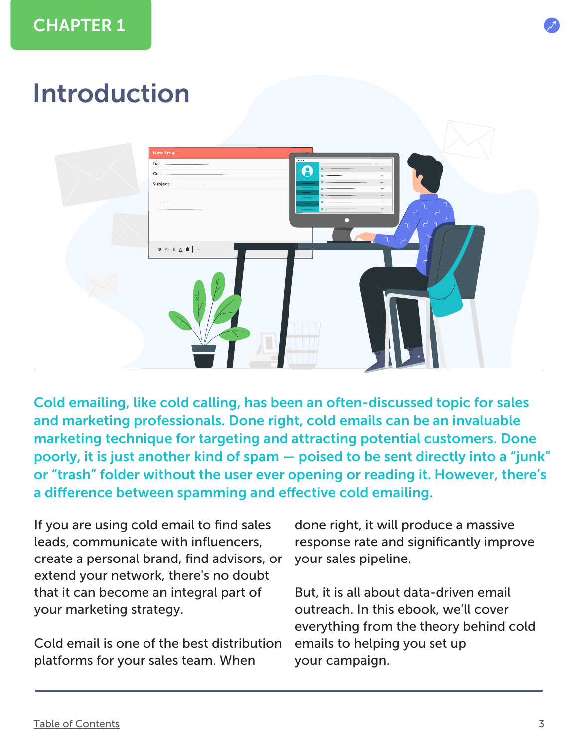CHAPTER 1

# Introduction

**Cold emailing, like cold calling, has been an often-discussed topic for sales and marketing professionals. Done right, cold emails can be an invaluable marketing technique for targeting and attracting potential customers. Done poorly, it is just another kind of spam — poised to be sent directly into a "junk" or "trash" folder without the user ever opening or reading it. However, there's a difference between spamming and effective cold emailing.**

If you are using cold email to find sales leads, communicate with influencers, create a personal brand, find advisors, or extend your network, there's no doubt that it can become an integral part of your marketing strategy.

Cold email is one of the best distribution platforms for your sales team. When done right, it will produce a massive response rate and significantly improve your sales pipeline.

But, it is all about data-driven email outreach. In this ebook, we'll cover everything from the theory behind cold emails to helping you set up your campaign.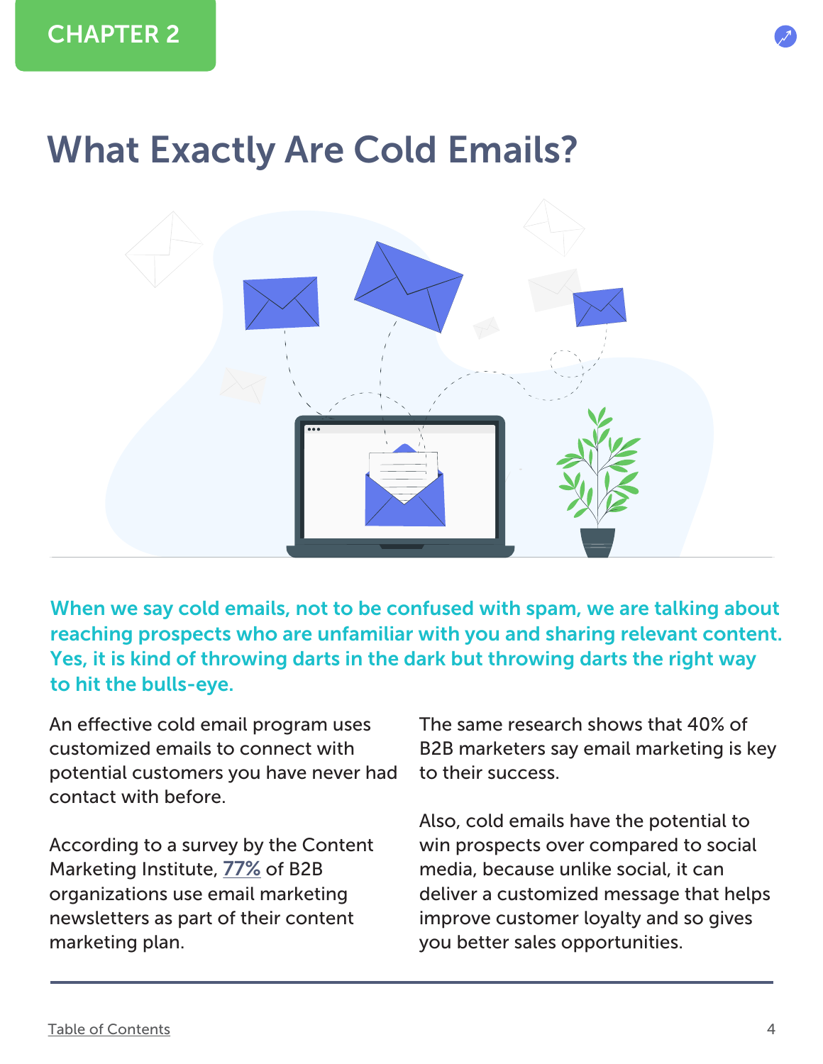CHAPTER 2

# What Exactly Are Cold Emails?

**When we say cold emails, not to be confused with spam, we are talking about reaching prospects who are unfamiliar with you and sharing relevant content. Yes, it is kind of throwing darts in the dark but throwing darts the right way to hit the bulls-eye.**

An effective cold email program uses customized emails to connect with potential customers you have never had contact with before.

According to a survey by the Content Marketing Institute, 77% of B2B organizations use email marketing newsletters as part of their content marketing plan.

The same research shows that 40% of B2B marketers say email marketing is key to their success.

Also, cold emails have the potential to win prospects over compared to social media, because unlike social, it can deliver a customized message that helps improve customer loyalty and so gives you better sales opportunities.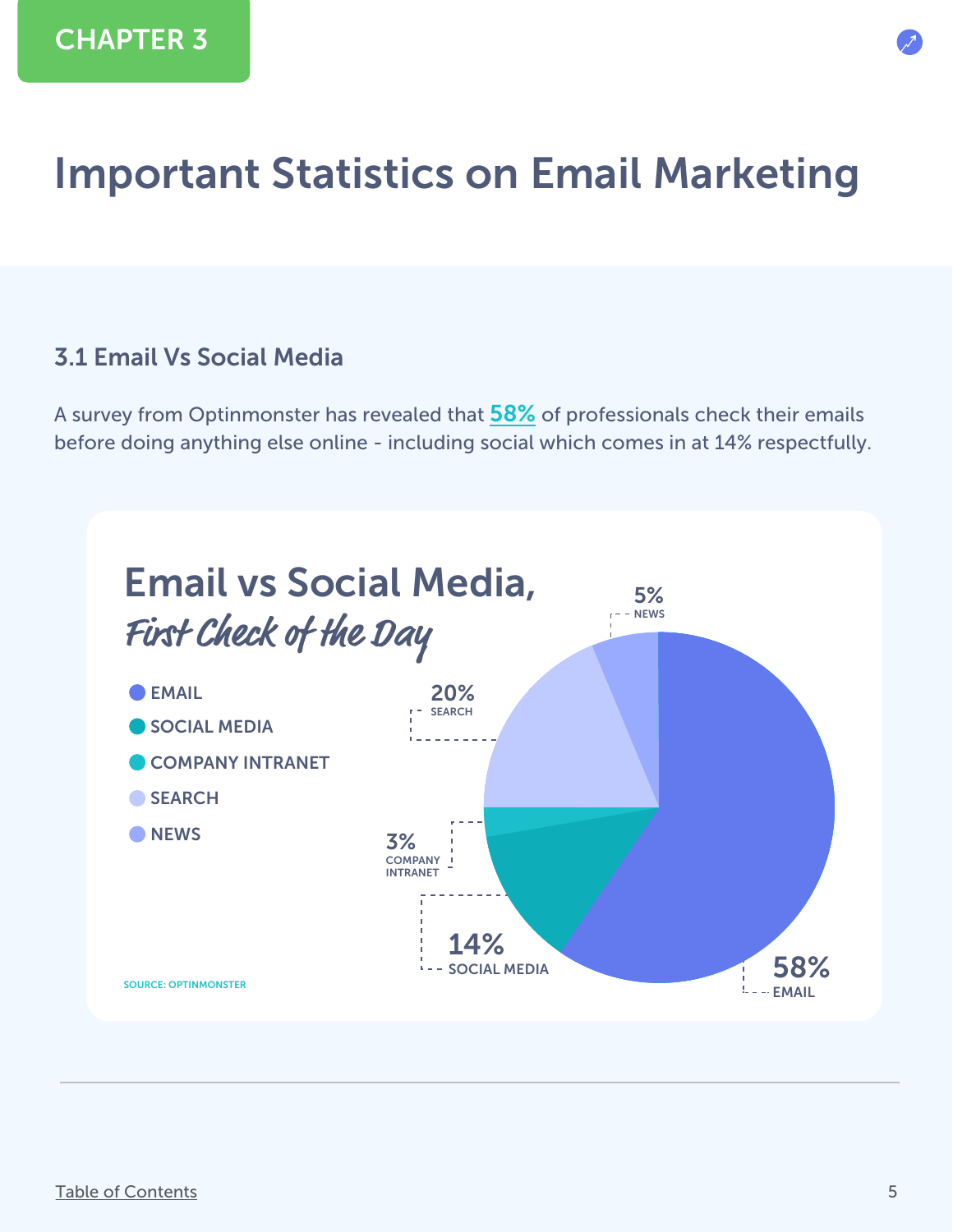CHAPTER 3

# Important Statistics on Email Marketing

### 3.1 Email Vs Social Media

A survey from Optinmonster has revealed that **58%** of professionals check their emails before doing anything else online - including social which comes in at 14% respectfully.

## Email vs Social Media,
*First Check of the Day*

- EMAIL
- SOCIAL MEDIA
- COMPANY INTRANET
- SEARCH
- NEWS

| Category | Percentage |
| --- | --- |
| EMAIL | 58% |
| SOCIAL MEDIA | 14% |
| COMPANY INTRANET | 3% |
| SEARCH | 20% |
| NEWS | 5% |

SOURCE: OPTINMONSTER

Table of Contents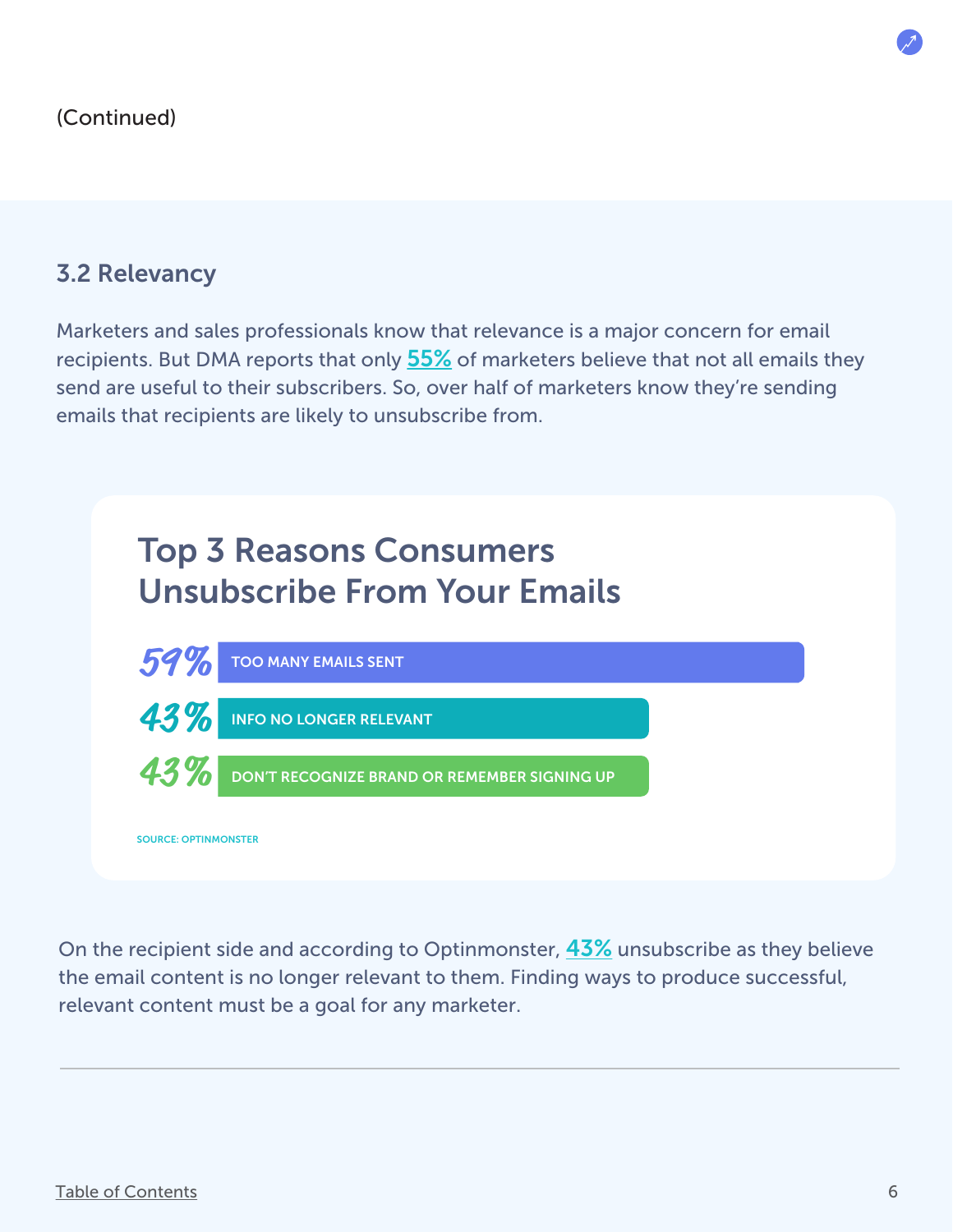(Continued)

### 3.2 Relevancy

Marketers and sales professionals know that relevance is a major concern for email recipients. But DMA reports that only 55% of marketers believe that not all emails they send are useful to their subscribers. So, over half of marketers know they're sending emails that recipients are likely to unsubscribe from.

**Top 3 Reasons Consumers Unsubscribe From Your Emails**

| Percentage | Reason |
| --- | --- |
| 59% | TOO MANY EMAILS SENT |
| 43% | INFO NO LONGER RELEVANT |
| 43% | DON'T RECOGNIZE BRAND OR REMEMBER SIGNING UP |

SOURCE: OPTINMONSTER

On the recipient side and according to Optinmonster, 43% unsubscribe as they believe the email content is no longer relevant to them. Finding ways to produce successful, relevant content must be a goal for any marketer.

Table of Contents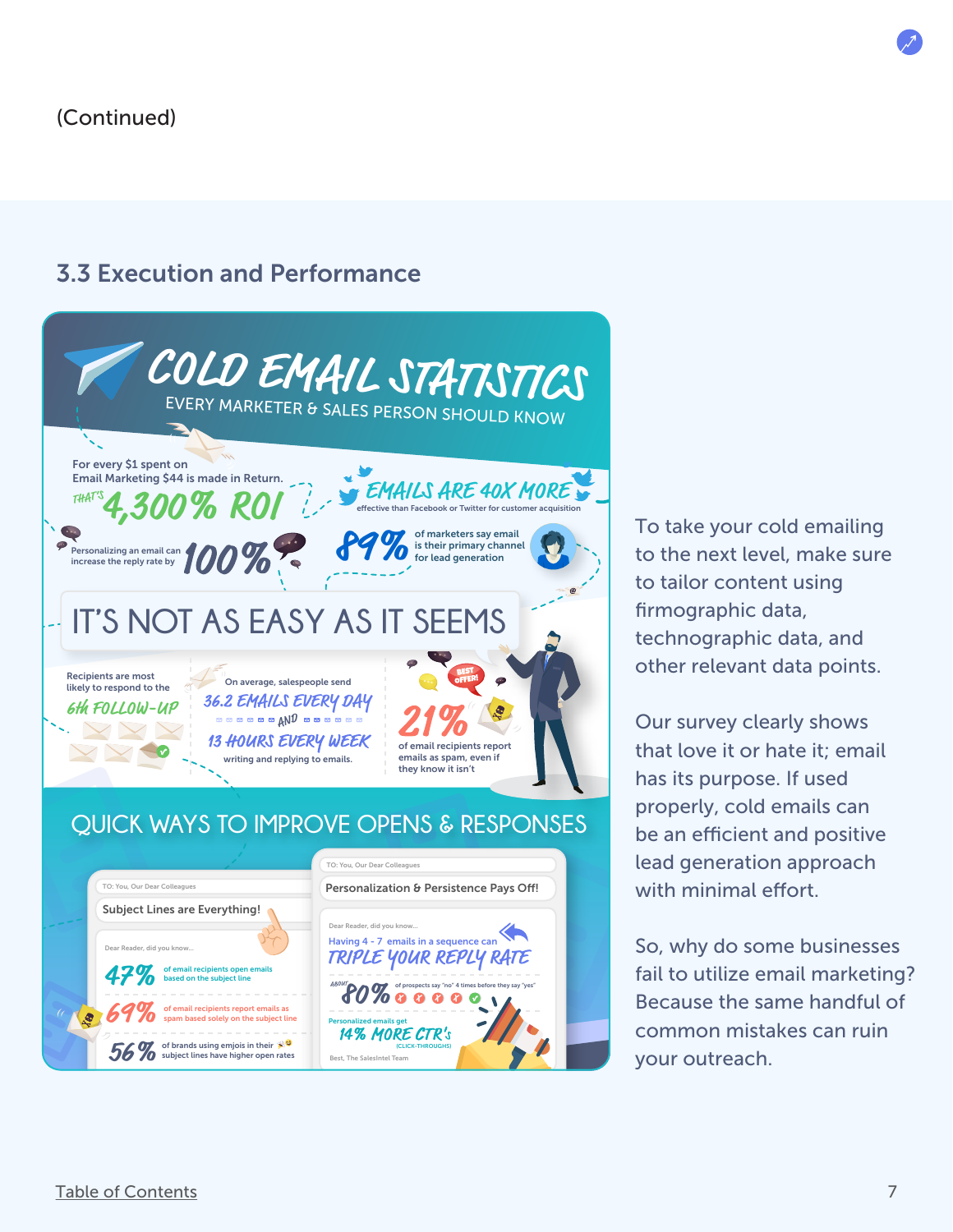(Continued)

## 3.3 Execution and Performance

# COLD EMAIL STATISTICS

EVERY MARKETER & SALES PERSON SHOULD KNOW

For every $1 spent on Email Marketing $44 is made in Return.

THAT'S 4,300% ROI

EMAILS ARE 40X MORE effective than Facebook or Twitter for customer acquisition

Personalizing an email can increase the reply rate by 100%

89% of marketers say email is their primary channel for lead generation

## IT'S NOT AS EASY AS IT SEEMS

Recipients are most likely to respond to the 6th FOLLOW-UP

On average, salespeople send 36.2 EMAILS EVERY DAY AND 13 HOURS EVERY WEEK writing and replying to emails.

21% of email recipients report emails as spam, even if they know it isn't

## QUICK WAYS TO IMPROVE OPENS & RESPONSES

TO: You, Our Dear Colleagues

Subject Lines are Everything!

Dear Reader, did you know...

47% of email recipients open emails based on the subject line

69% of email recipients report emails as spam based solely on the subject line

56% of brands using emojis in their subject lines have higher open rates

TO: You, Our Dear Colleagues

Personalization & Persistence Pays Off!

Dear Reader, did you know...

Having 4 - 7 emails in a sequence can TRIPLE YOUR REPLY RATE

ABOUT 80% of prospects say "no" 4 times before they say "yes"

Personalized emails get 14% MORE CTR'S (CLICK-THROUGHS)

Best, The SalesIntel Team

To take your cold emailing to the next level, make sure to tailor content using firmographic data, technographic data, and other relevant data points.

Our survey clearly shows that love it or hate it; email has its purpose. If used properly, cold emails can be an efficient and positive lead generation approach with minimal effort.

So, why do some businesses fail to utilize email marketing? Because the same handful of common mistakes can ruin your outreach.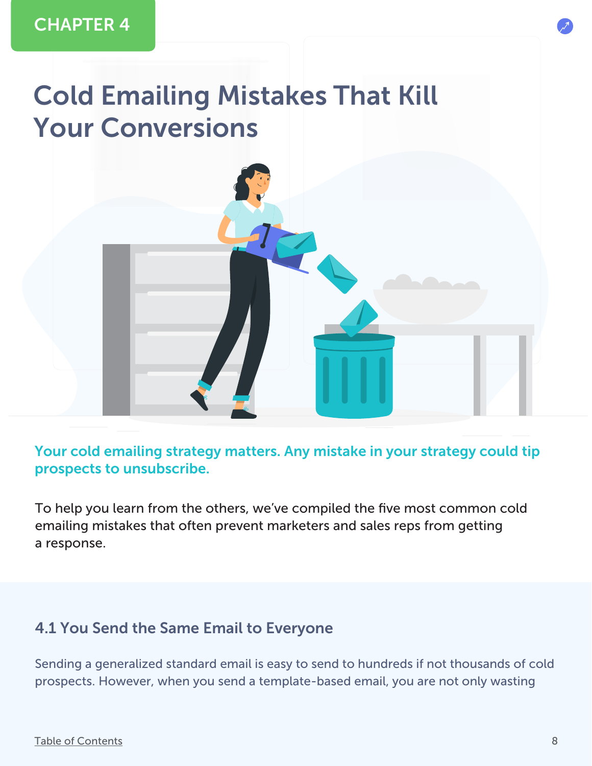CHAPTER 4

# Cold Emailing Mistakes That Kill Your Conversions

**Your cold emailing strategy matters. Any mistake in your strategy could tip prospects to unsubscribe.**

To help you learn from the others, we've compiled the five most common cold emailing mistakes that often prevent marketers and sales reps from getting a response.

## 4.1 You Send the Same Email to Everyone

Sending a generalized standard email is easy to send to hundreds if not thousands of cold prospects. However, when you send a template-based email, you are not only wasting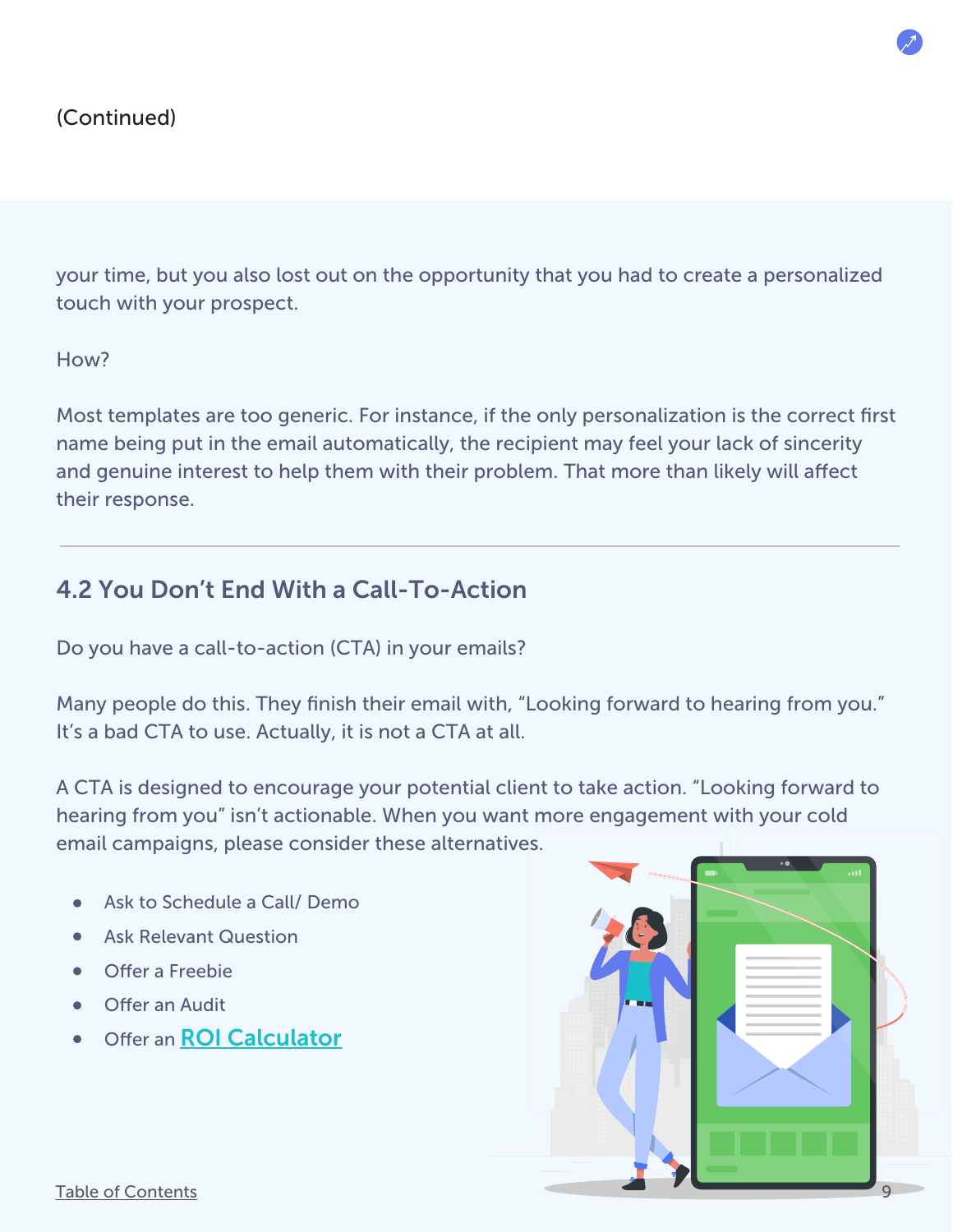(Continued)

your time, but you also lost out on the opportunity that you had to create a personalized touch with your prospect.

How?

Most templates are too generic. For instance, if the only personalization is the correct first name being put in the email automatically, the recipient may feel your lack of sincerity and genuine interest to help them with their problem. That more than likely will affect their response.

---

## 4.2 You Don't End With a Call-To-Action

Do you have a call-to-action (CTA) in your emails?

Many people do this. They finish their email with, "Looking forward to hearing from you." It's a bad CTA to use. Actually, it is not a CTA at all.

A CTA is designed to encourage your potential client to take action. "Looking forward to hearing from you" isn't actionable. When you want more engagement with your cold email campaigns, please consider these alternatives.

- Ask to Schedule a Call/ Demo
- Ask Relevant Question
- Offer a Freebie
- Offer an Audit
- Offer an **ROI Calculator**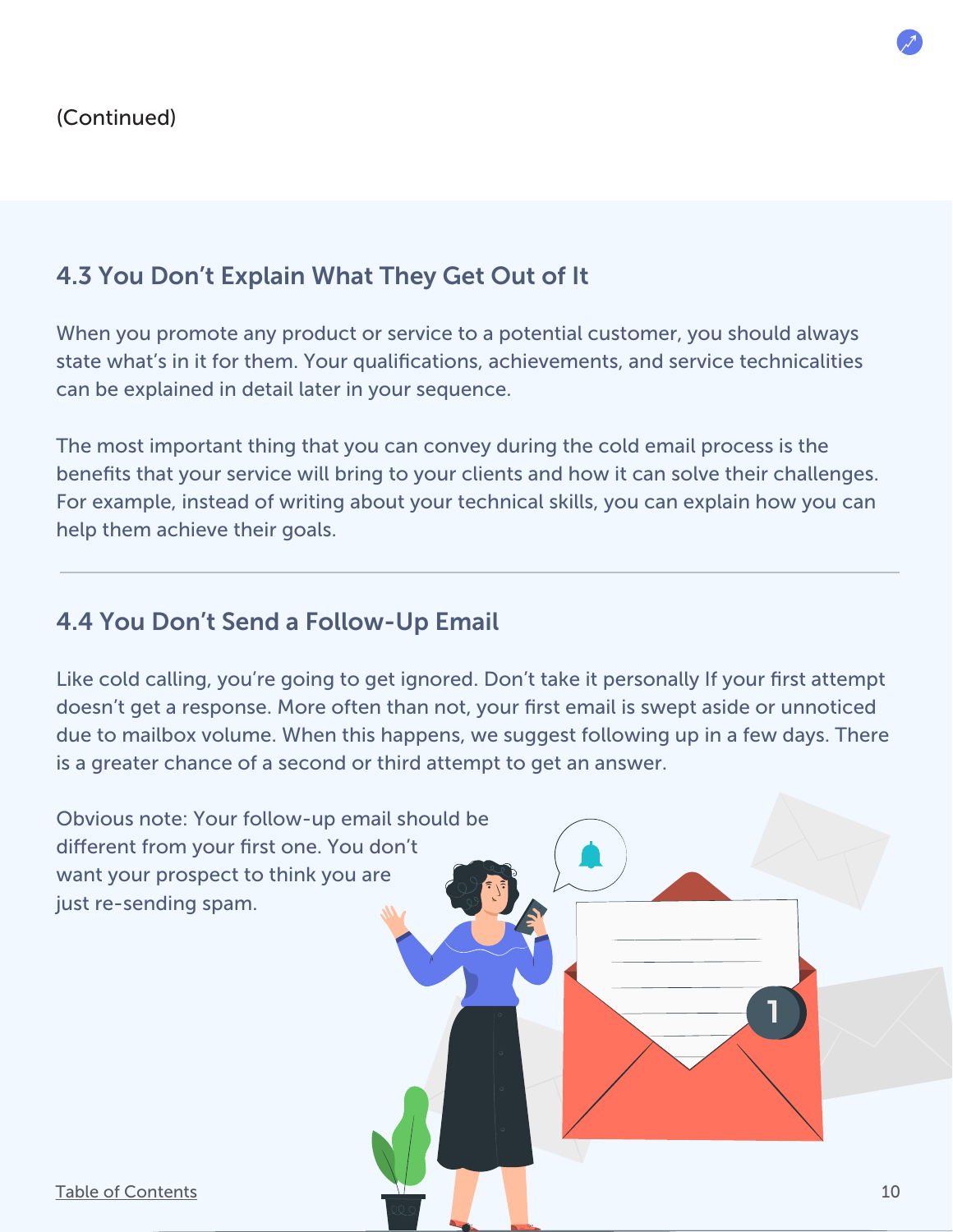(Continued)

## 4.3 You Don't Explain What They Get Out of It

When you promote any product or service to a potential customer, you should always state what's in it for them. Your qualifications, achievements, and service technicalities can be explained in detail later in your sequence.

The most important thing that you can convey during the cold email process is the benefits that your service will bring to your clients and how it can solve their challenges. For example, instead of writing about your technical skills, you can explain how you can help them achieve their goals.

---

## 4.4 You Don't Send a Follow-Up Email

Like cold calling, you're going to get ignored. Don't take it personally If your first attempt doesn't get a response. More often than not, your first email is swept aside or unnoticed due to mailbox volume. When this happens, we suggest following up in a few days. There is a greater chance of a second or third attempt to get an answer.

Obvious note: Your follow-up email should be different from your first one. You don't want your prospect to think you are just re-sending spam.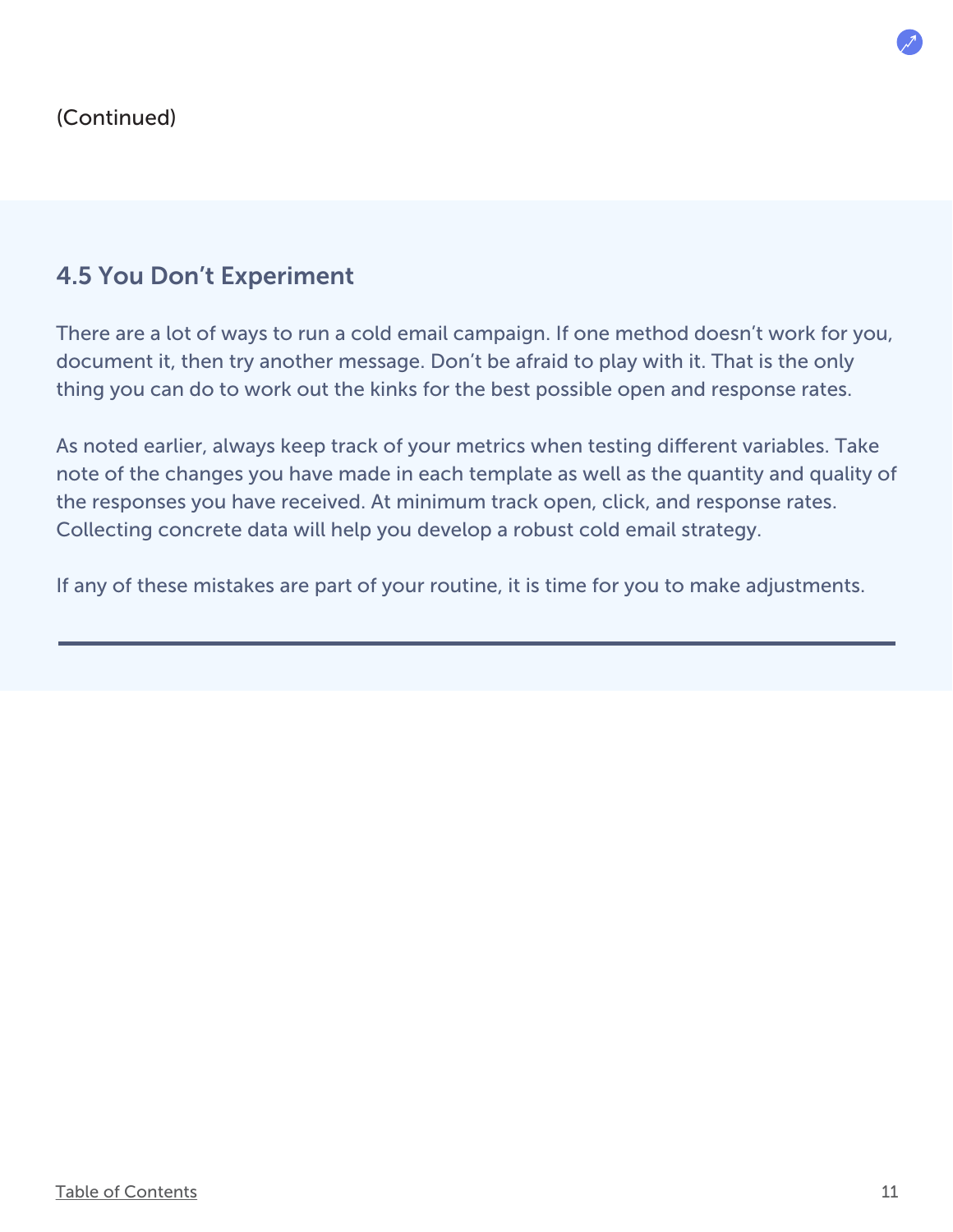(Continued)

## 4.5 You Don't Experiment

There are a lot of ways to run a cold email campaign. If one method doesn't work for you, document it, then try another message. Don't be afraid to play with it. That is the only thing you can do to work out the kinks for the best possible open and response rates.

As noted earlier, always keep track of your metrics when testing different variables. Take note of the changes you have made in each template as well as the quantity and quality of the responses you have received. At minimum track open, click, and response rates. Collecting concrete data will help you develop a robust cold email strategy.

If any of these mistakes are part of your routine, it is time for you to make adjustments.

---

Table of Contents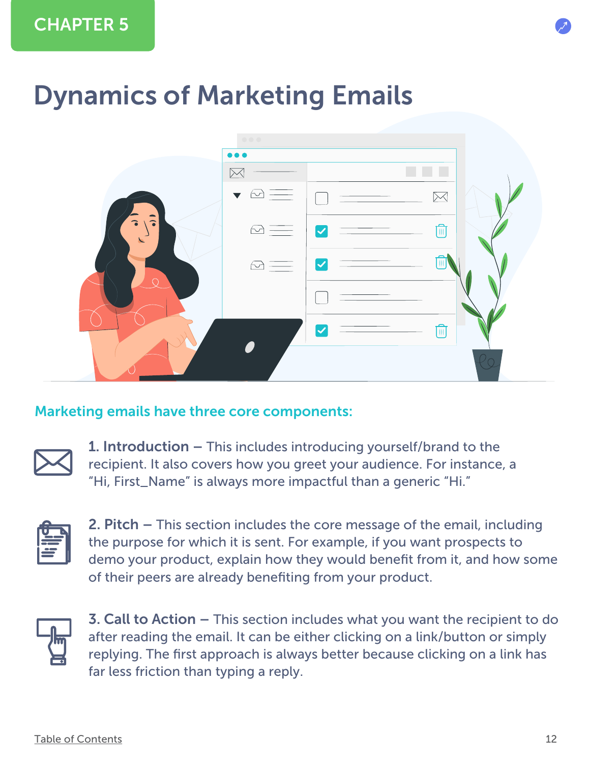CHAPTER 5

# Dynamics of Marketing Emails

## Marketing emails have three core components:

**1. Introduction** – This includes introducing yourself/brand to the recipient. It also covers how you greet your audience. For instance, a "Hi, First_Name" is always more impactful than a generic "Hi."

**2. Pitch** – This section includes the core message of the email, including the purpose for which it is sent. For example, if you want prospects to demo your product, explain how they would benefit from it, and how some of their peers are already benefiting from your product.

**3. Call to Action** – This section includes what you want the recipient to do after reading the email. It can be either clicking on a link/button or simply replying. The first approach is always better because clicking on a link has far less friction than typing a reply.

Table of Contents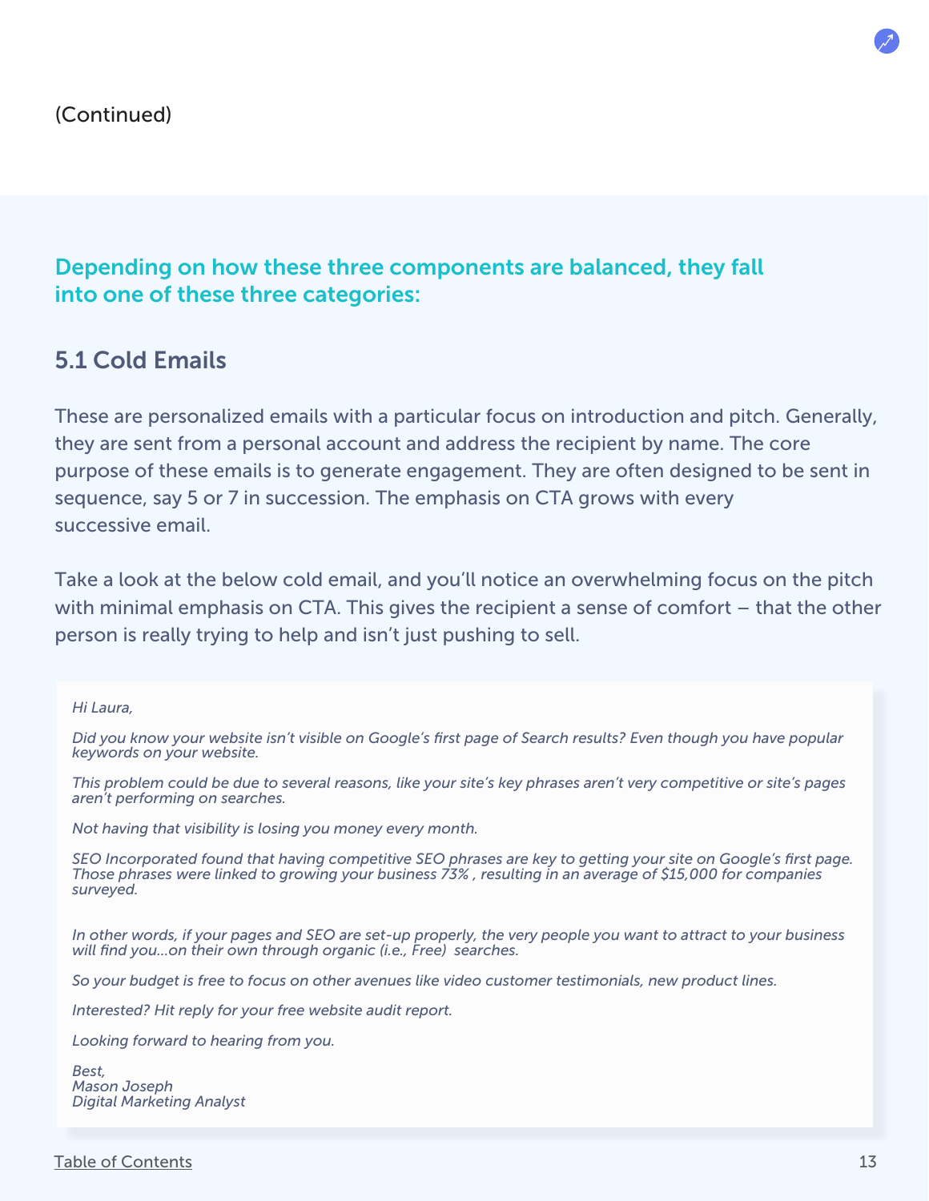(Continued)

**Depending on how these three components are balanced, they fall into one of these three categories:**

### 5.1 Cold Emails

These are personalized emails with a particular focus on introduction and pitch. Generally, they are sent from a personal account and address the recipient by name. The core purpose of these emails is to generate engagement. They are often designed to be sent in sequence, say 5 or 7 in succession. The emphasis on CTA grows with every successive email.

Take a look at the below cold email, and you'll notice an overwhelming focus on the pitch with minimal emphasis on CTA. This gives the recipient a sense of comfort – that the other person is really trying to help and isn't just pushing to sell.

> *Hi Laura,*
>
> *Did you know your website isn't visible on Google's first page of Search results? Even though you have popular keywords on your website.*
>
> *This problem could be due to several reasons, like your site's key phrases aren't very competitive or site's pages aren't performing on searches.*
>
> *Not having that visibility is losing you money every month.*
>
> *SEO Incorporated found that having competitive SEO phrases are key to getting your site on Google's first page. Those phrases were linked to growing your business 73% , resulting in an average of $15,000 for companies surveyed.*
>
> *In other words, if your pages and SEO are set-up properly, the very people you want to attract to your business will find you...on their own through organic (i.e., Free) searches.*
>
> *So your budget is free to focus on other avenues like video customer testimonials, new product lines.*
>
> *Interested? Hit reply for your free website audit report.*
>
> *Looking forward to hearing from you.*
>
> *Best,*
> *Mason Joseph*
> *Digital Marketing Analyst*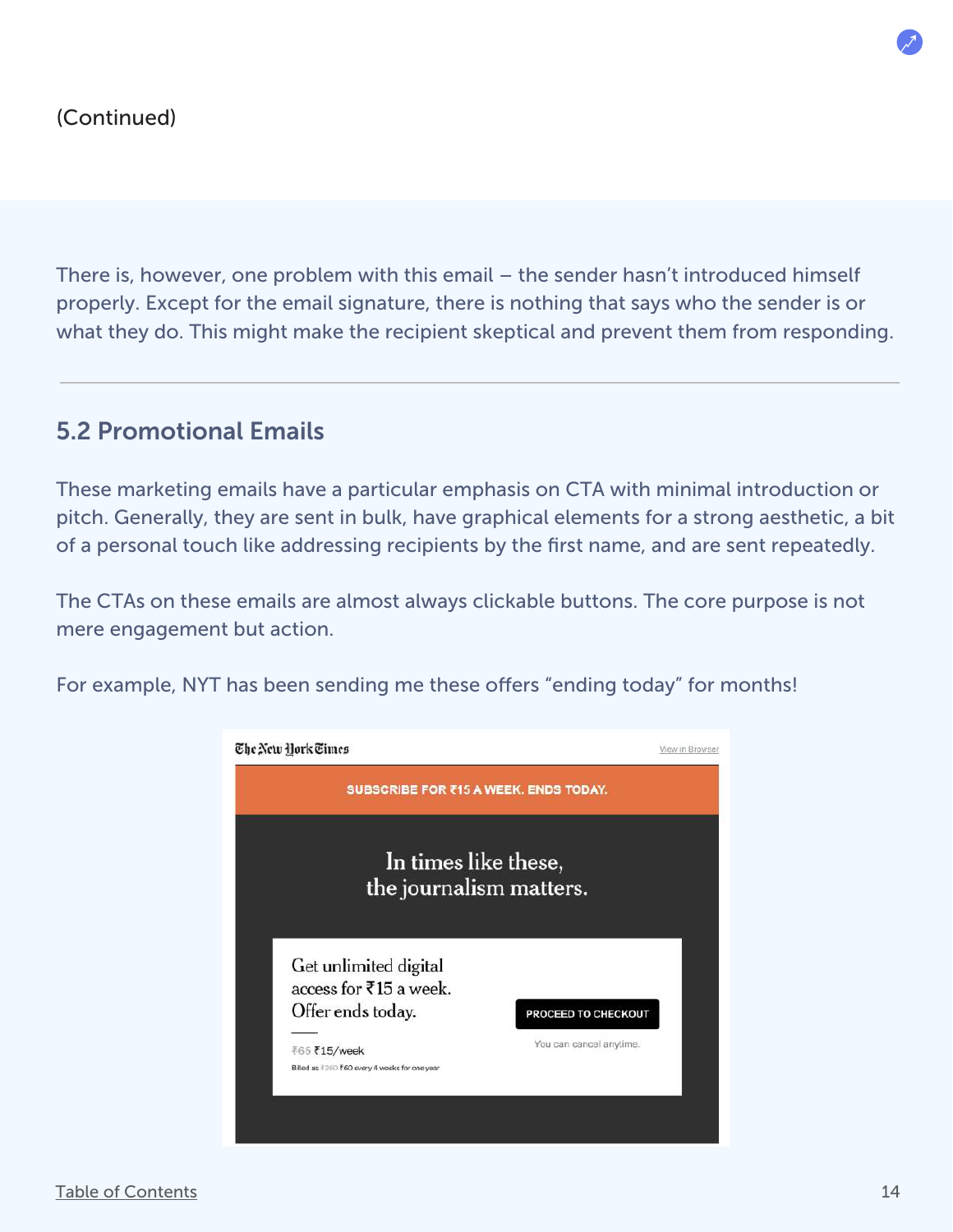(Continued)

There is, however, one problem with this email – the sender hasn't introduced himself properly. Except for the email signature, there is nothing that says who the sender is or what they do. This might make the recipient skeptical and prevent them from responding.

---

## 5.2 Promotional Emails

These marketing emails have a particular emphasis on CTA with minimal introduction or pitch. Generally, they are sent in bulk, have graphical elements for a strong aesthetic, a bit of a personal touch like addressing recipients by the first name, and are sent repeatedly.

The CTAs on these emails are almost always clickable buttons. The core purpose is not mere engagement but action.

For example, NYT has been sending me these offers "ending today" for months!

The New York Times | View in Browser

SUBSCRIBE FOR ₹15 A WEEK. ENDS TODAY.

In times like these, the journalism matters.

Get unlimited digital access for ₹15 a week. Offer ends today.

~~₹65~~ ₹15/week

Billed as ~~₹260~~ ₹60 every 4 weeks for one year

PROCEED TO CHECKOUT

You can cancel anytime.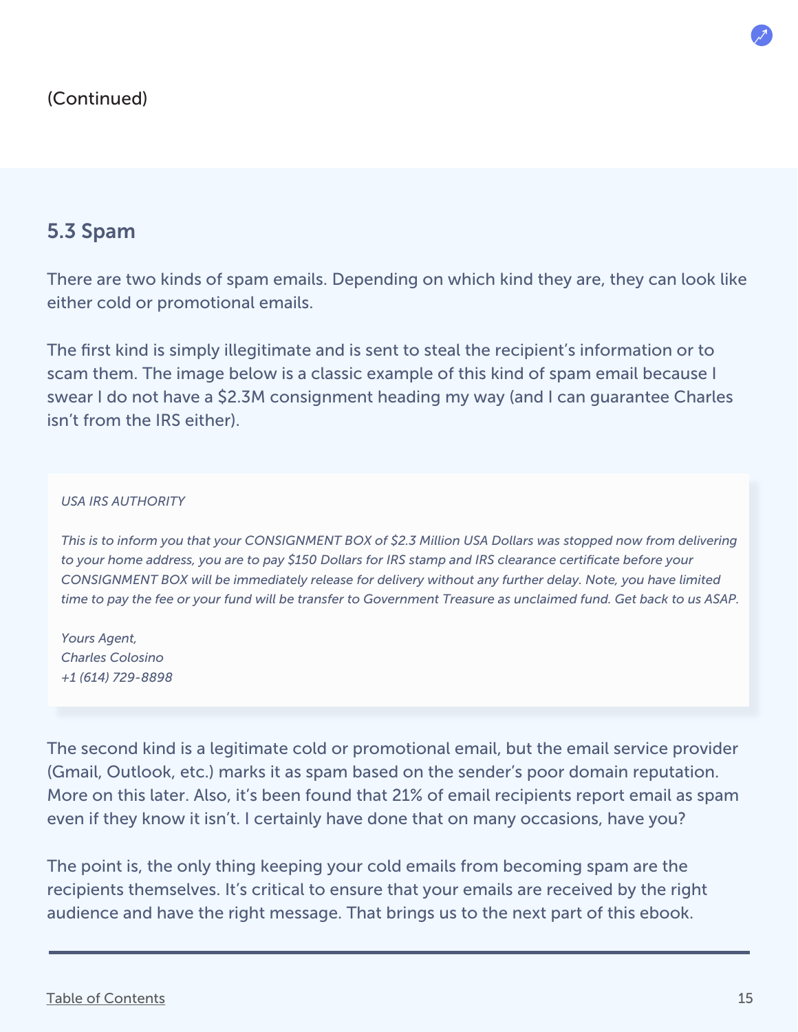(Continued)

## 5.3 Spam

There are two kinds of spam emails. Depending on which kind they are, they can look like either cold or promotional emails.

The first kind is simply illegitimate and is sent to steal the recipient's information or to scam them. The image below is a classic example of this kind of spam email because I swear I do not have a $2.3M consignment heading my way (and I can guarantee Charles isn't from the IRS either).

> *USA IRS AUTHORITY*
>
> *This is to inform you that your CONSIGNMENT BOX of $2.3 Million USA Dollars was stopped now from delivering to your home address, you are to pay $150 Dollars for IRS stamp and IRS clearance certificate before your CONSIGNMENT BOX will be immediately release for delivery without any further delay. Note, you have limited time to pay the fee or your fund will be transfer to Government Treasure as unclaimed fund. Get back to us ASAP.*
>
> *Yours Agent,*
> *Charles Colosino*
> *+1 (614) 729-8898*

The second kind is a legitimate cold or promotional email, but the email service provider (Gmail, Outlook, etc.) marks it as spam based on the sender's poor domain reputation. More on this later. Also, it's been found that 21% of email recipients report email as spam even if they know it isn't. I certainly have done that on many occasions, have you?

The point is, the only thing keeping your cold emails from becoming spam are the recipients themselves. It's critical to ensure that your emails are received by the right audience and have the right message. That brings us to the next part of this ebook.

---

Table of Contents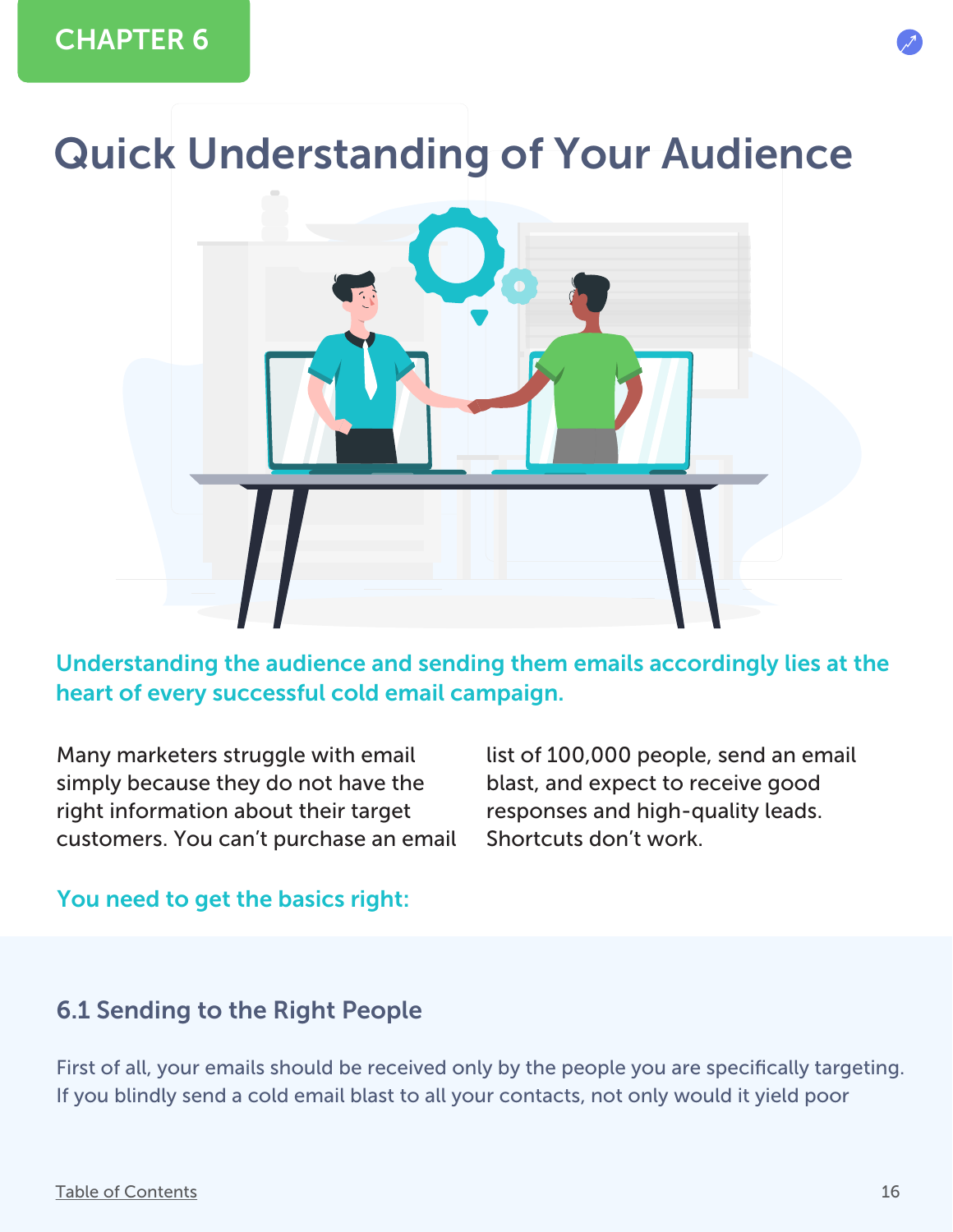CHAPTER 6

# Quick Understanding of Your Audience

**Understanding the audience and sending them emails accordingly lies at the heart of every successful cold email campaign.**

Many marketers struggle with email simply because they do not have the right information about their target customers. You can't purchase an email list of 100,000 people, send an email blast, and expect to receive good responses and high-quality leads. Shortcuts don't work.

**You need to get the basics right:**

## 6.1 Sending to the Right People

First of all, your emails should be received only by the people you are specifically targeting. If you blindly send a cold email blast to all your contacts, not only would it yield poor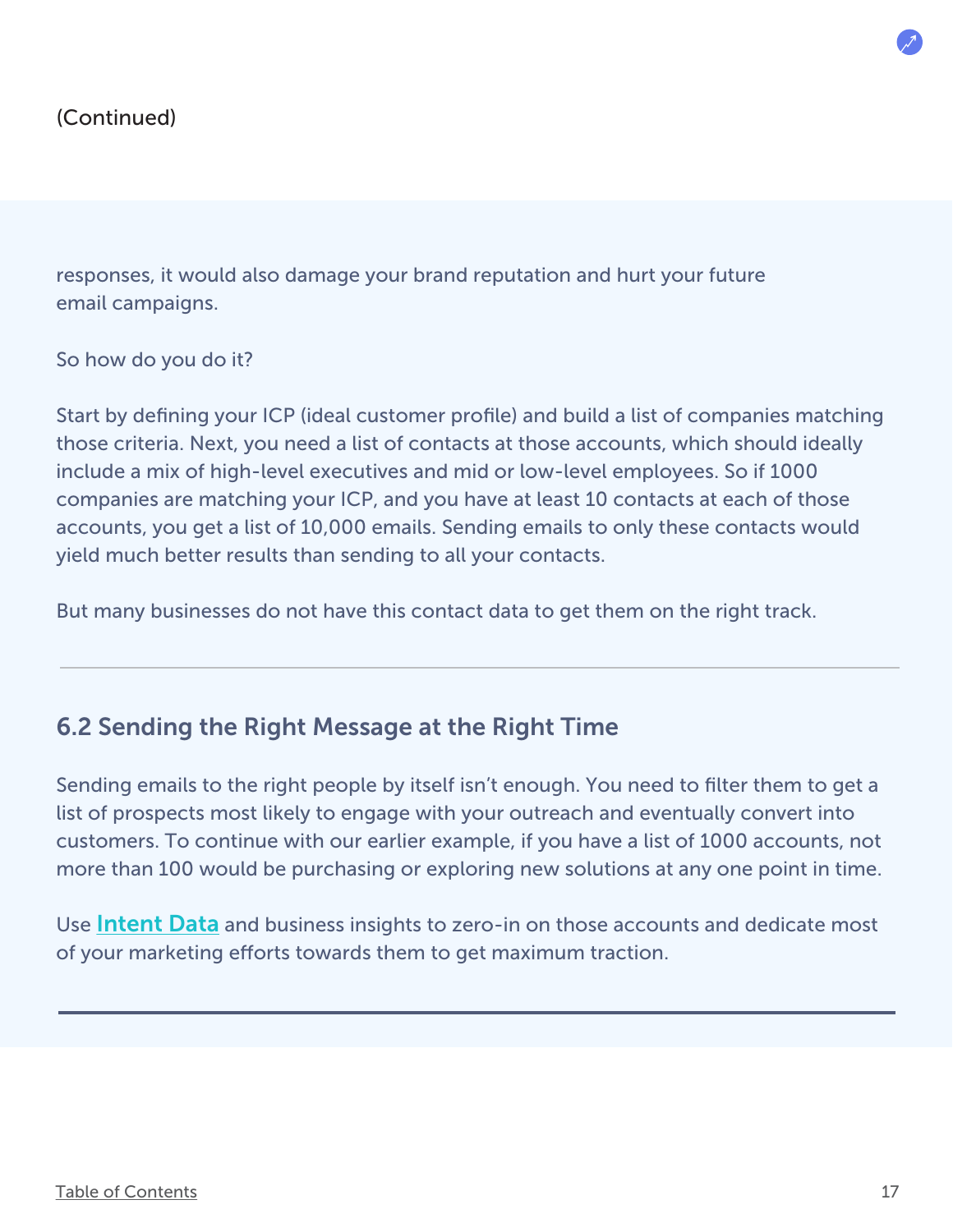(Continued)

responses, it would also damage your brand reputation and hurt your future email campaigns.

So how do you do it?

Start by defining your ICP (ideal customer profile) and build a list of companies matching those criteria. Next, you need a list of contacts at those accounts, which should ideally include a mix of high-level executives and mid or low-level employees. So if 1000 companies are matching your ICP, and you have at least 10 contacts at each of those accounts, you get a list of 10,000 emails. Sending emails to only these contacts would yield much better results than sending to all your contacts.

But many businesses do not have this contact data to get them on the right track.

---

## 6.2 Sending the Right Message at the Right Time

Sending emails to the right people by itself isn't enough. You need to filter them to get a list of prospects most likely to engage with your outreach and eventually convert into customers. To continue with our earlier example, if you have a list of 1000 accounts, not more than 100 would be purchasing or exploring new solutions at any one point in time.

Use **Intent Data** and business insights to zero-in on those accounts and dedicate most of your marketing efforts towards them to get maximum traction.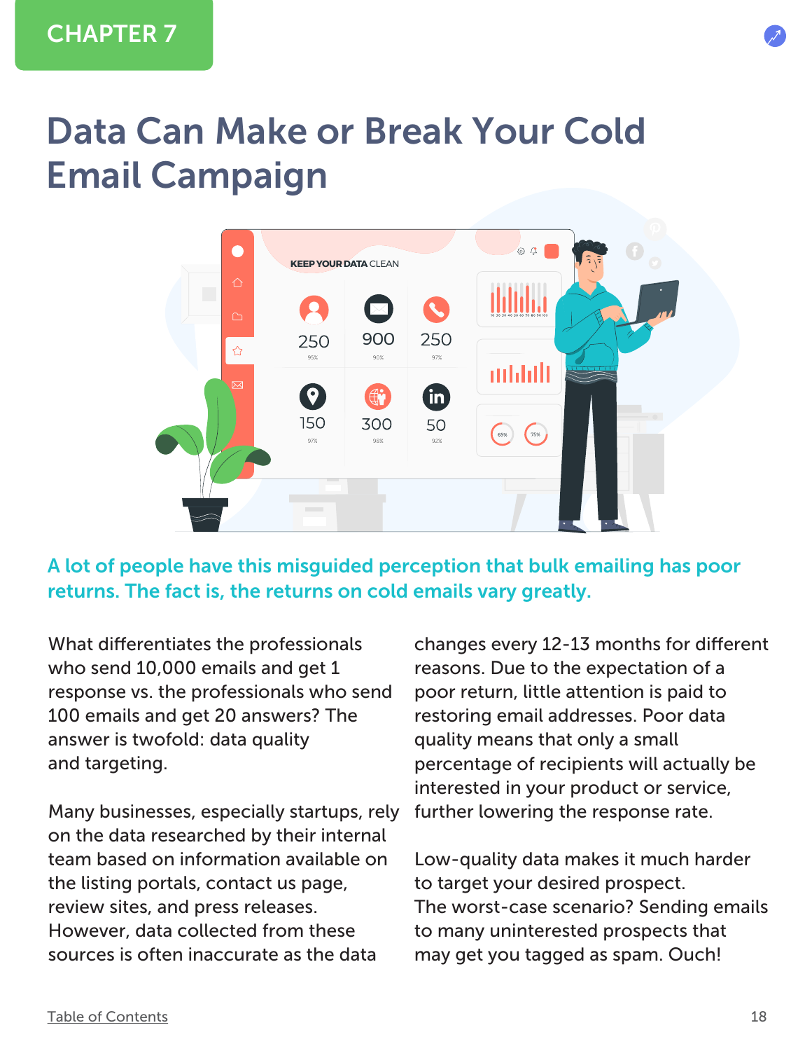CHAPTER 7

# Data Can Make or Break Your Cold Email Campaign

**A lot of people have this misguided perception that bulk emailing has poor returns. The fact is, the returns on cold emails vary greatly.**

What differentiates the professionals who send 10,000 emails and get 1 response vs. the professionals who send 100 emails and get 20 answers? The answer is twofold: data quality and targeting.

Many businesses, especially startups, rely on the data researched by their internal team based on information available on the listing portals, contact us page, review sites, and press releases. However, data collected from these sources is often inaccurate as the data changes every 12-13 months for different reasons. Due to the expectation of a poor return, little attention is paid to restoring email addresses. Poor data quality means that only a small percentage of recipients will actually be interested in your product or service, further lowering the response rate.

Low-quality data makes it much harder to target your desired prospect. The worst-case scenario? Sending emails to many uninterested prospects that may get you tagged as spam. Ouch!

Table of Contents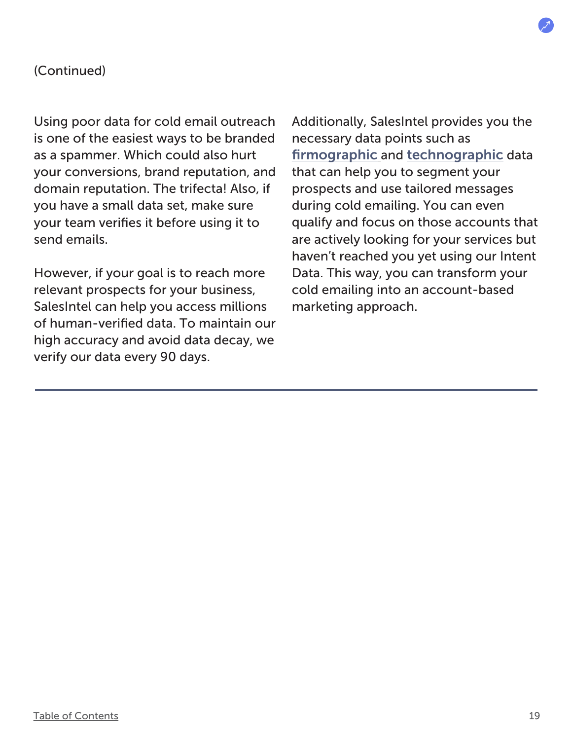(Continued)

Using poor data for cold email outreach is one of the easiest ways to be branded as a spammer. Which could also hurt your conversions, brand reputation, and domain reputation. The trifecta! Also, if you have a small data set, make sure your team verifies it before using it to send emails.

However, if your goal is to reach more relevant prospects for your business, SalesIntel can help you access millions of human-verified data. To maintain our high accuracy and avoid data decay, we verify our data every 90 days.

Additionally, SalesIntel provides you the necessary data points such as **firmographic** and **technographic** data that can help you to segment your prospects and use tailored messages during cold emailing. You can even qualify and focus on those accounts that are actively looking for your services but haven't reached you yet using our Intent Data. This way, you can transform your cold emailing into an account-based marketing approach.

---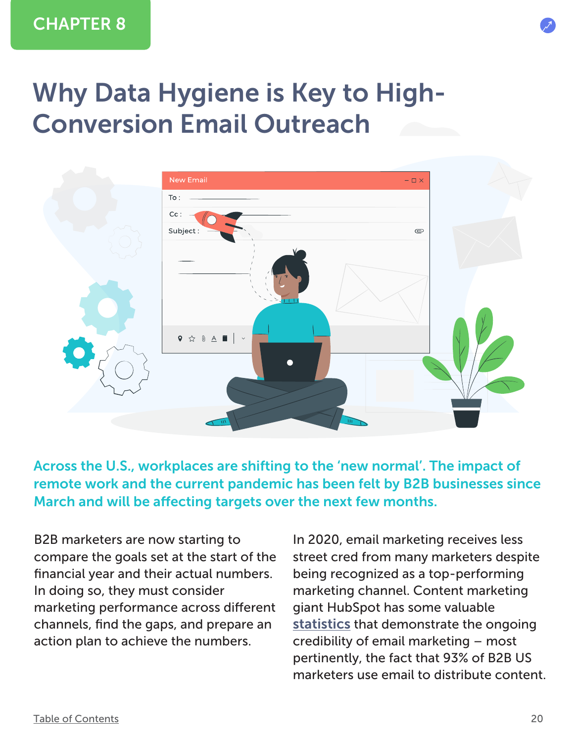CHAPTER 8

# Why Data Hygiene is Key to High-Conversion Email Outreach

**Across the U.S., workplaces are shifting to the 'new normal'. The impact of remote work and the current pandemic has been felt by B2B businesses since March and will be affecting targets over the next few months.**

B2B marketers are now starting to compare the goals set at the start of the financial year and their actual numbers. In doing so, they must consider marketing performance across different channels, find the gaps, and prepare an action plan to achieve the numbers.

In 2020, email marketing receives less street cred from many marketers despite being recognized as a top-performing marketing channel. Content marketing giant HubSpot has some valuable statistics that demonstrate the ongoing credibility of email marketing – most pertinently, the fact that 93% of B2B US marketers use email to distribute content.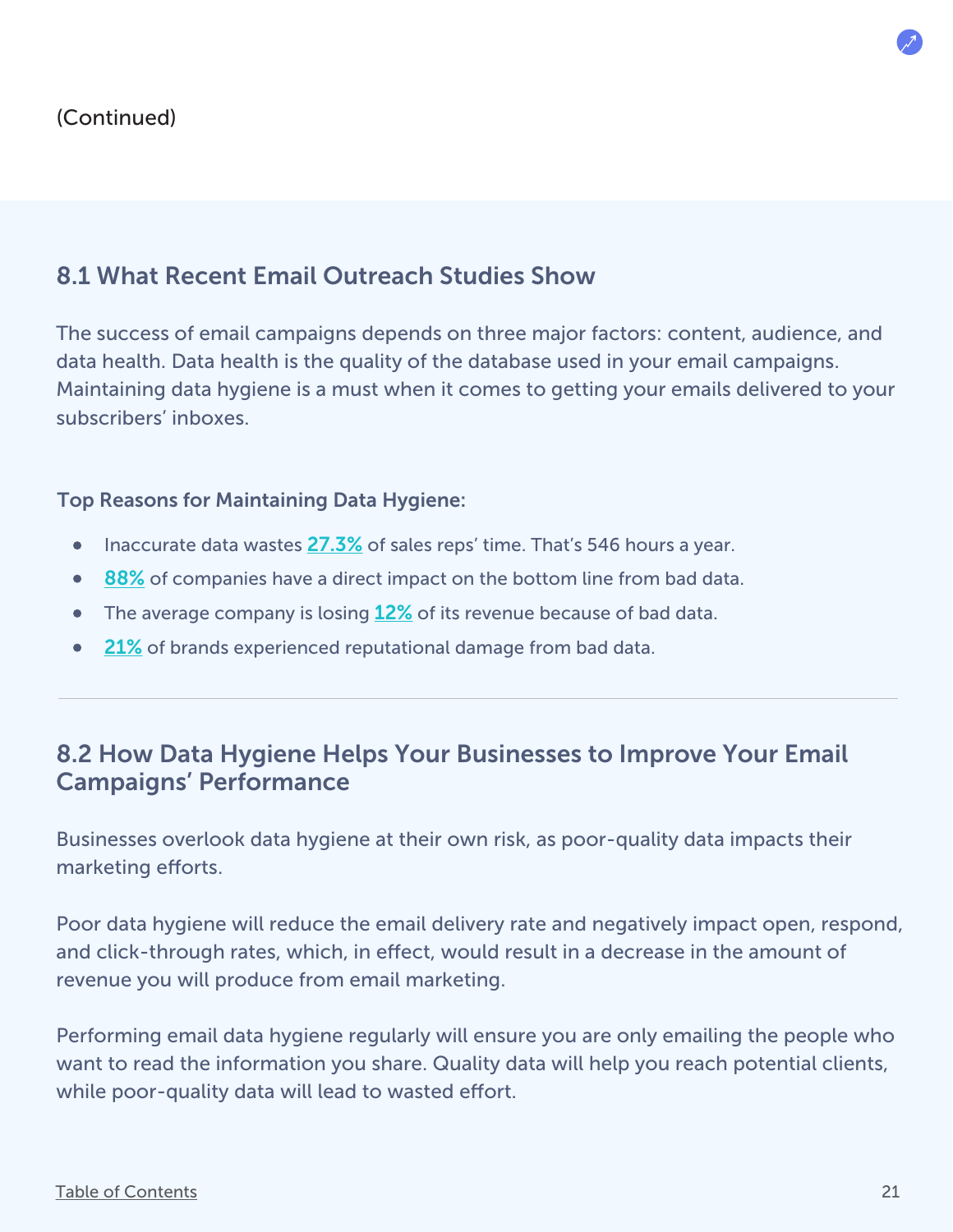(Continued)

## 8.1 What Recent Email Outreach Studies Show

The success of email campaigns depends on three major factors: content, audience, and data health. Data health is the quality of the database used in your email campaigns. Maintaining data hygiene is a must when it comes to getting your emails delivered to your subscribers' inboxes.

**Top Reasons for Maintaining Data Hygiene:**

- Inaccurate data wastes **27.3%** of sales reps' time. That's 546 hours a year.
- **88%** of companies have a direct impact on the bottom line from bad data.
- The average company is losing **12%** of its revenue because of bad data.
- **21%** of brands experienced reputational damage from bad data.

---

## 8.2 How Data Hygiene Helps Your Businesses to Improve Your Email Campaigns' Performance

Businesses overlook data hygiene at their own risk, as poor-quality data impacts their marketing efforts.

Poor data hygiene will reduce the email delivery rate and negatively impact open, respond, and click-through rates, which, in effect, would result in a decrease in the amount of revenue you will produce from email marketing.

Performing email data hygiene regularly will ensure you are only emailing the people who want to read the information you share. Quality data will help you reach potential clients, while poor-quality data will lead to wasted effort.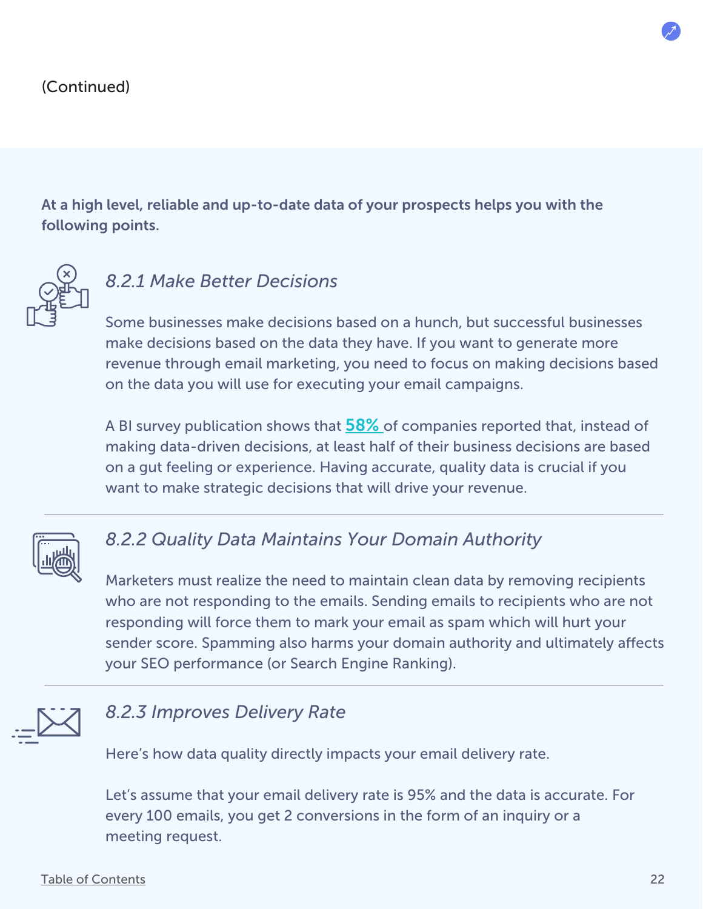(Continued)

**At a high level, reliable and up-to-date data of your prospects helps you with the following points.**

### *8.2.1 Make Better Decisions*

Some businesses make decisions based on a hunch, but successful businesses make decisions based on the data they have. If you want to generate more revenue through email marketing, you need to focus on making decisions based on the data you will use for executing your email campaigns.

A BI survey publication shows that **58%** of companies reported that, instead of making data-driven decisions, at least half of their business decisions are based on a gut feeling or experience. Having accurate, quality data is crucial if you want to make strategic decisions that will drive your revenue.

### *8.2.2 Quality Data Maintains Your Domain Authority*

Marketers must realize the need to maintain clean data by removing recipients who are not responding to the emails. Sending emails to recipients who are not responding will force them to mark your email as spam which will hurt your sender score. Spamming also harms your domain authority and ultimately affects your SEO performance (or Search Engine Ranking).

### *8.2.3 Improves Delivery Rate*

Here's how data quality directly impacts your email delivery rate.

Let's assume that your email delivery rate is 95% and the data is accurate. For every 100 emails, you get 2 conversions in the form of an inquiry or a meeting request.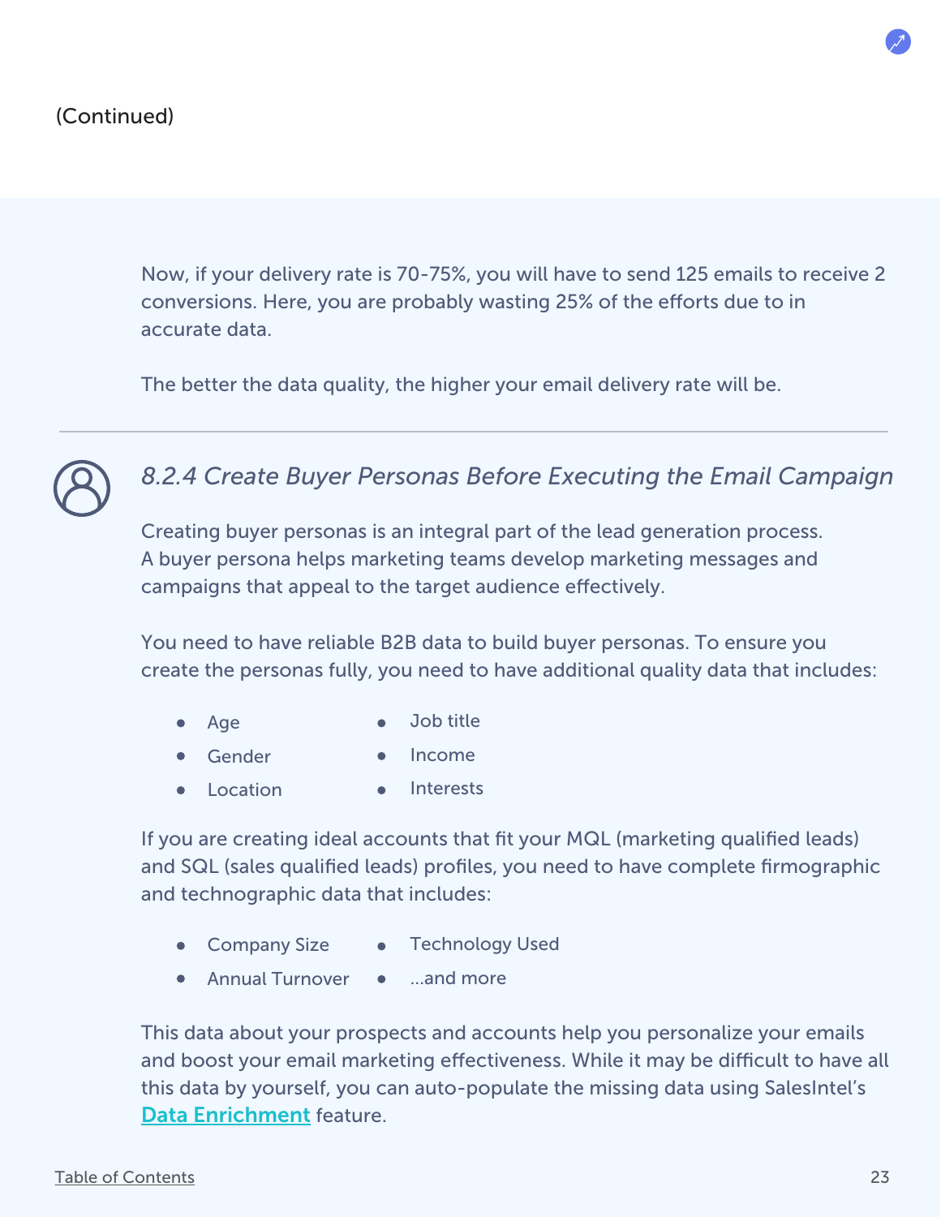(Continued)

Now, if your delivery rate is 70-75%, you will have to send 125 emails to receive 2 conversions. Here, you are probably wasting 25% of the efforts due to in accurate data.

The better the data quality, the higher your email delivery rate will be.

---

### *8.2.4 Create Buyer Personas Before Executing the Email Campaign*

Creating buyer personas is an integral part of the lead generation process. A buyer persona helps marketing teams develop marketing messages and campaigns that appeal to the target audience effectively.

You need to have reliable B2B data to build buyer personas. To ensure you create the personas fully, you need to have additional quality data that includes:

- Age
- Gender
- Location
- Job title
- Income
- Interests

If you are creating ideal accounts that fit your MQL (marketing qualified leads) and SQL (sales qualified leads) profiles, you need to have complete firmographic and technographic data that includes:

- Company Size
- Annual Turnover
- Technology Used
- ...and more

This data about your prospects and accounts help you personalize your emails and boost your email marketing effectiveness. While it may be difficult to have all this data by yourself, you can auto-populate the missing data using SalesIntel's **Data Enrichment** feature.

Table of Contents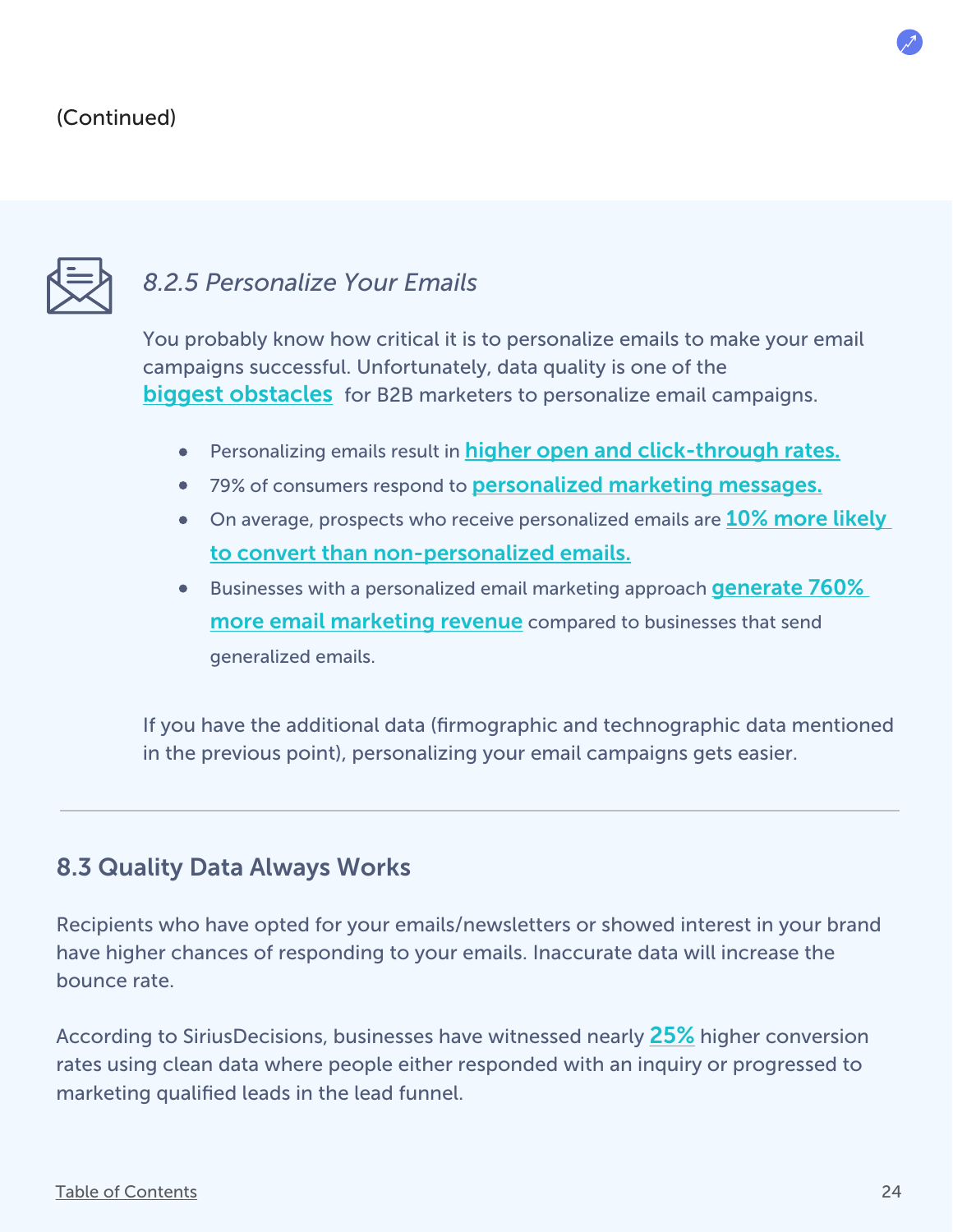(Continued)

### *8.2.5 Personalize Your Emails*

You probably know how critical it is to personalize emails to make your email campaigns successful. Unfortunately, data quality is one of the **biggest obstacles** for B2B marketers to personalize email campaigns.

- Personalizing emails result in **higher open and click-through rates.**
- 79% of consumers respond to **personalized marketing messages.**
- On average, prospects who receive personalized emails are **10% more likely to convert than non-personalized emails.**
- Businesses with a personalized email marketing approach **generate 760% more email marketing revenue** compared to businesses that send generalized emails.

If you have the additional data (firmographic and technographic data mentioned in the previous point), personalizing your email campaigns gets easier.

---

## 8.3 Quality Data Always Works

Recipients who have opted for your emails/newsletters or showed interest in your brand have higher chances of responding to your emails. Inaccurate data will increase the bounce rate.

According to SiriusDecisions, businesses have witnessed nearly **25%** higher conversion rates using clean data where people either responded with an inquiry or progressed to marketing qualified leads in the lead funnel.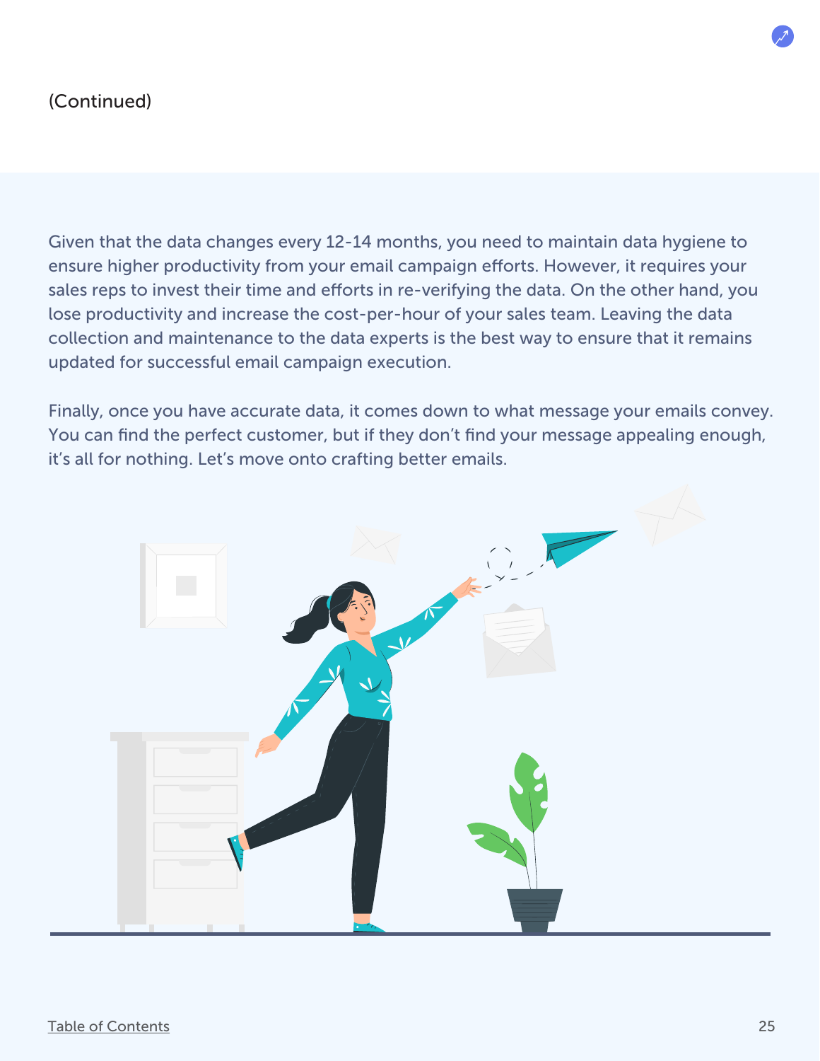(Continued)

Given that the data changes every 12-14 months, you need to maintain data hygiene to ensure higher productivity from your email campaign efforts. However, it requires your sales reps to invest their time and efforts in re-verifying the data. On the other hand, you lose productivity and increase the cost-per-hour of your sales team. Leaving the data collection and maintenance to the data experts is the best way to ensure that it remains updated for successful email campaign execution.

Finally, once you have accurate data, it comes down to what message your emails convey. You can find the perfect customer, but if they don't find your message appealing enough, it's all for nothing. Let's move onto crafting better emails.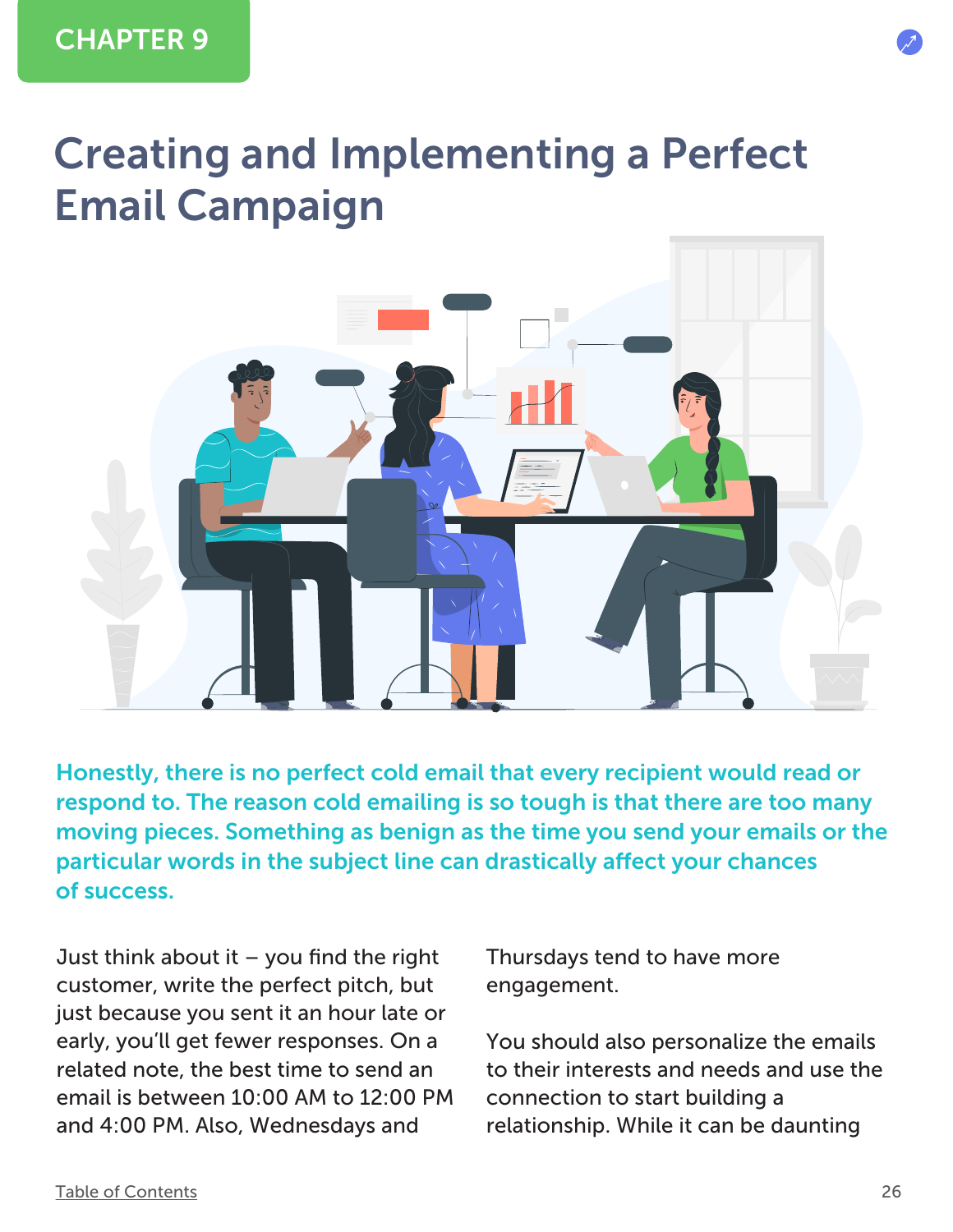CHAPTER 9

# Creating and Implementing a Perfect Email Campaign

**Honestly, there is no perfect cold email that every recipient would read or respond to. The reason cold emailing is so tough is that there are too many moving pieces. Something as benign as the time you send your emails or the particular words in the subject line can drastically affect your chances of success.**

Just think about it – you find the right customer, write the perfect pitch, but just because you sent it an hour late or early, you'll get fewer responses. On a related note, the best time to send an email is between 10:00 AM to 12:00 PM and 4:00 PM. Also, Wednesdays and Thursdays tend to have more engagement.

You should also personalize the emails to their interests and needs and use the connection to start building a relationship. While it can be daunting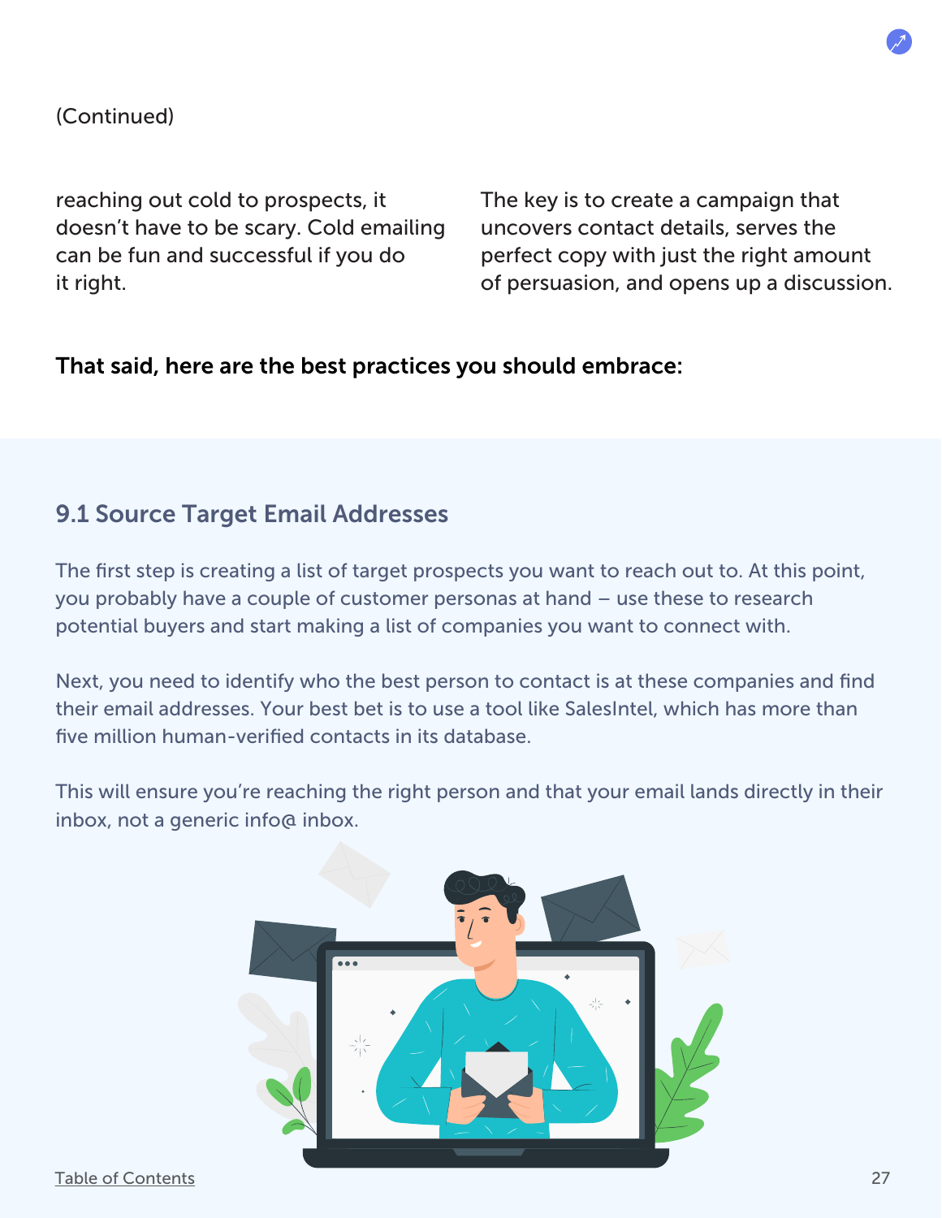(Continued)

reaching out cold to prospects, it doesn't have to be scary. Cold emailing can be fun and successful if you do it right.

The key is to create a campaign that uncovers contact details, serves the perfect copy with just the right amount of persuasion, and opens up a discussion.

**That said, here are the best practices you should embrace:**

## 9.1 Source Target Email Addresses

The first step is creating a list of target prospects you want to reach out to. At this point, you probably have a couple of customer personas at hand – use these to research potential buyers and start making a list of companies you want to connect with.

Next, you need to identify who the best person to contact is at these companies and find their email addresses. Your best bet is to use a tool like SalesIntel, which has more than five million human-verified contacts in its database.

This will ensure you're reaching the right person and that your email lands directly in their inbox, not a generic info@ inbox.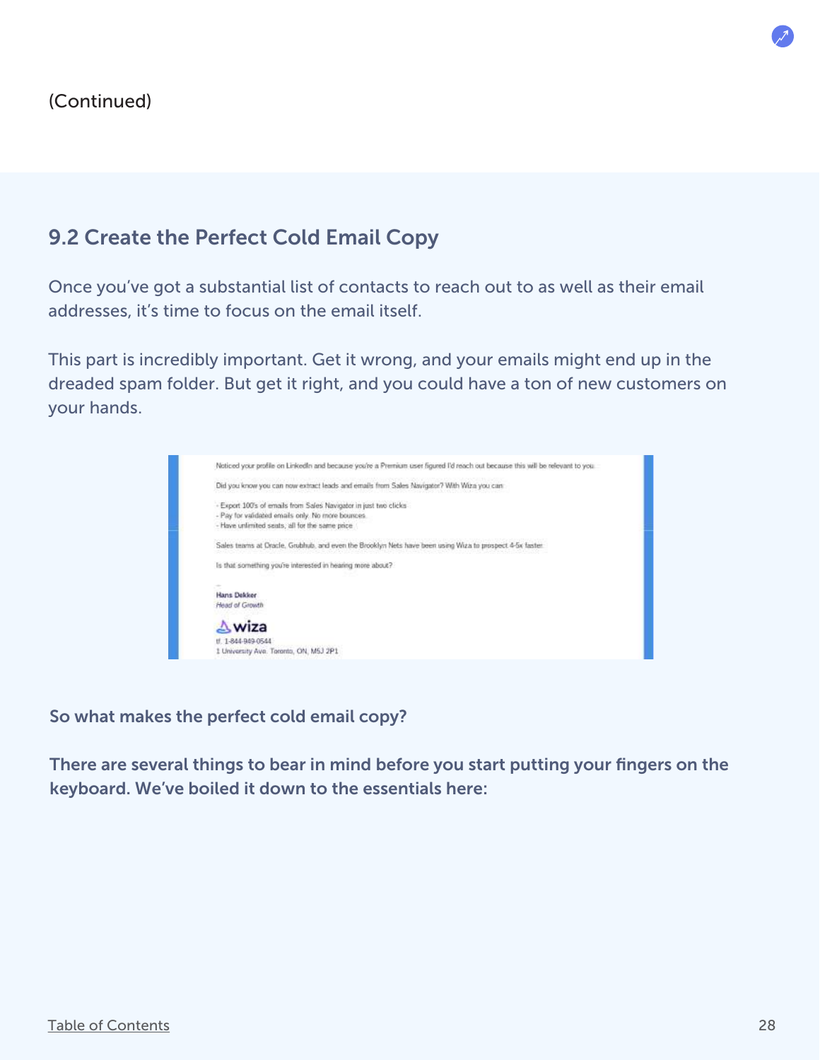(Continued)

## 9.2 Create the Perfect Cold Email Copy

Once you've got a substantial list of contacts to reach out to as well as their email addresses, it's time to focus on the email itself.

This part is incredibly important. Get it wrong, and your emails might end up in the dreaded spam folder. But get it right, and you could have a ton of new customers on your hands.

Noticed your profile on LinkedIn and because you're a Premium user figured I'd reach out because this will be relevant to you.

Did you know you can now extract leads and emails from Sales Navigator? With Wiza you can:

- Export 100's of emails from Sales Navigator in just two clicks
- Pay for validated emails only. No more bounces.
- Have unlimited seats, all for the same price

Sales teams at Oracle, Grubhub, and even the Brooklyn Nets have been using Wiza to prospect 4-5x faster.

Is that something you're interested in hearing more about?

--

**Hans Dekker**
*Head of Growth*

wiza
tf. 1-844-949-0544
1 University Ave. Toronto, ON, M5J 2P1

**So what makes the perfect cold email copy?**

**There are several things to bear in mind before you start putting your fingers on the keyboard. We've boiled it down to the essentials here:**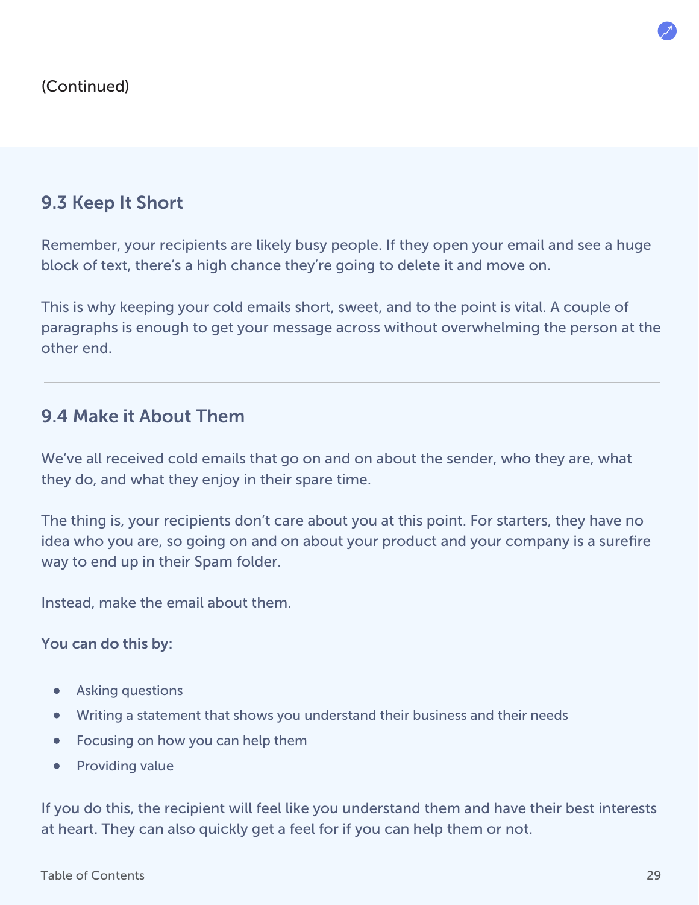(Continued)

## 9.3 Keep It Short

Remember, your recipients are likely busy people. If they open your email and see a huge block of text, there's a high chance they're going to delete it and move on.

This is why keeping your cold emails short, sweet, and to the point is vital. A couple of paragraphs is enough to get your message across without overwhelming the person at the other end.

---

## 9.4 Make it About Them

We've all received cold emails that go on and on about the sender, who they are, what they do, and what they enjoy in their spare time.

The thing is, your recipients don't care about you at this point. For starters, they have no idea who you are, so going on and on about your product and your company is a surefire way to end up in their Spam folder.

Instead, make the email about them.

**You can do this by:**

- Asking questions
- Writing a statement that shows you understand their business and their needs
- Focusing on how you can help them
- Providing value

If you do this, the recipient will feel like you understand them and have their best interests at heart. They can also quickly get a feel for if you can help them or not.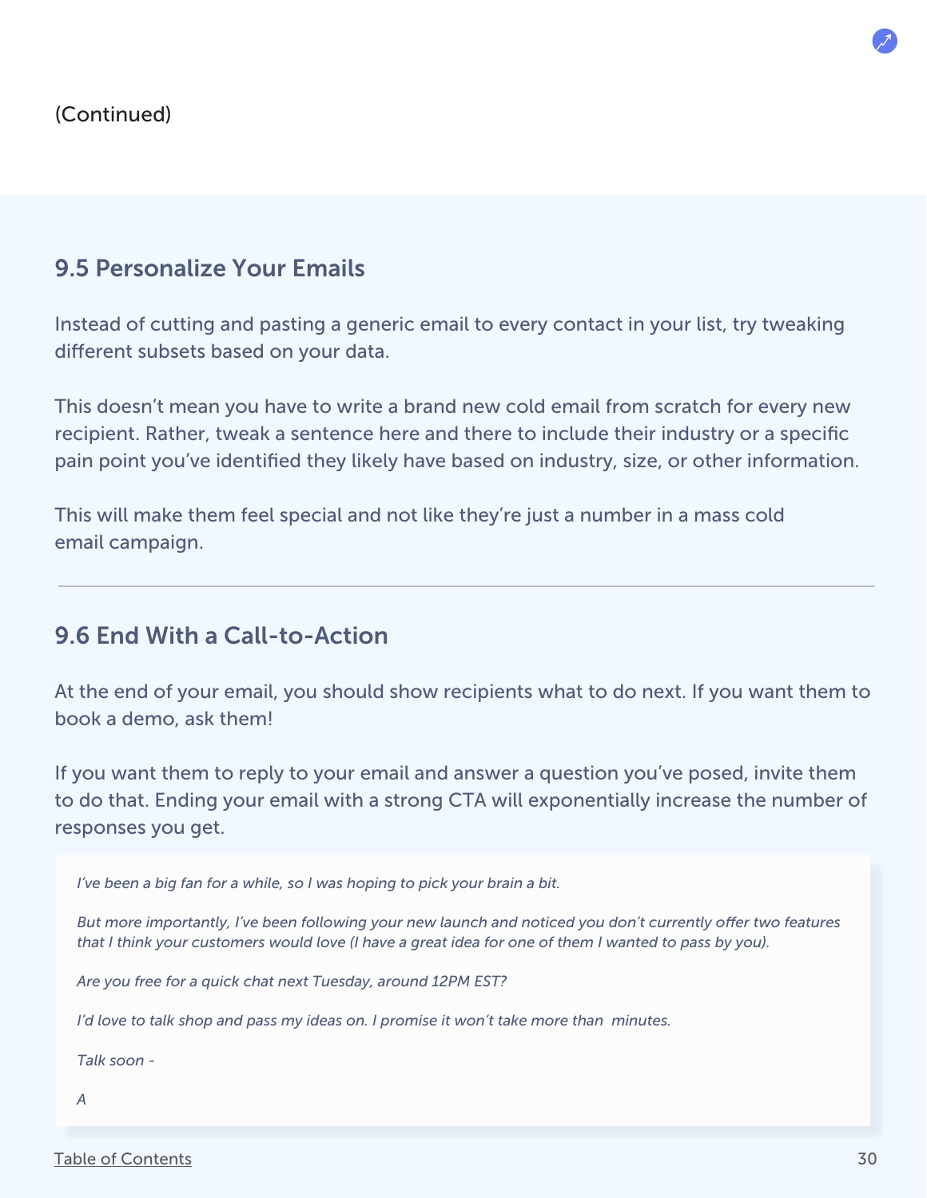(Continued)

### 9.5 Personalize Your Emails

Instead of cutting and pasting a generic email to every contact in your list, try tweaking different subsets based on your data.

This doesn't mean you have to write a brand new cold email from scratch for every new recipient. Rather, tweak a sentence here and there to include their industry or a specific pain point you've identified they likely have based on industry, size, or other information.

This will make them feel special and not like they're just a number in a mass cold email campaign.

---

### 9.6 End With a Call-to-Action

At the end of your email, you should show recipients what to do next. If you want them to book a demo, ask them!

If you want them to reply to your email and answer a question you've posed, invite them to do that. Ending your email with a strong CTA will exponentially increase the number of responses you get.

> *I've been a big fan for a while, so I was hoping to pick your brain a bit.*
>
> *But more importantly, I've been following your new launch and noticed you don't currently offer two features that I think your customers would love (I have a great idea for one of them I wanted to pass by you).*
>
> *Are you free for a quick chat next Tuesday, around 12PM EST?*
>
> *I'd love to talk shop and pass my ideas on. I promise it won't take more than  minutes.*
>
> *Talk soon -*
>
> *A*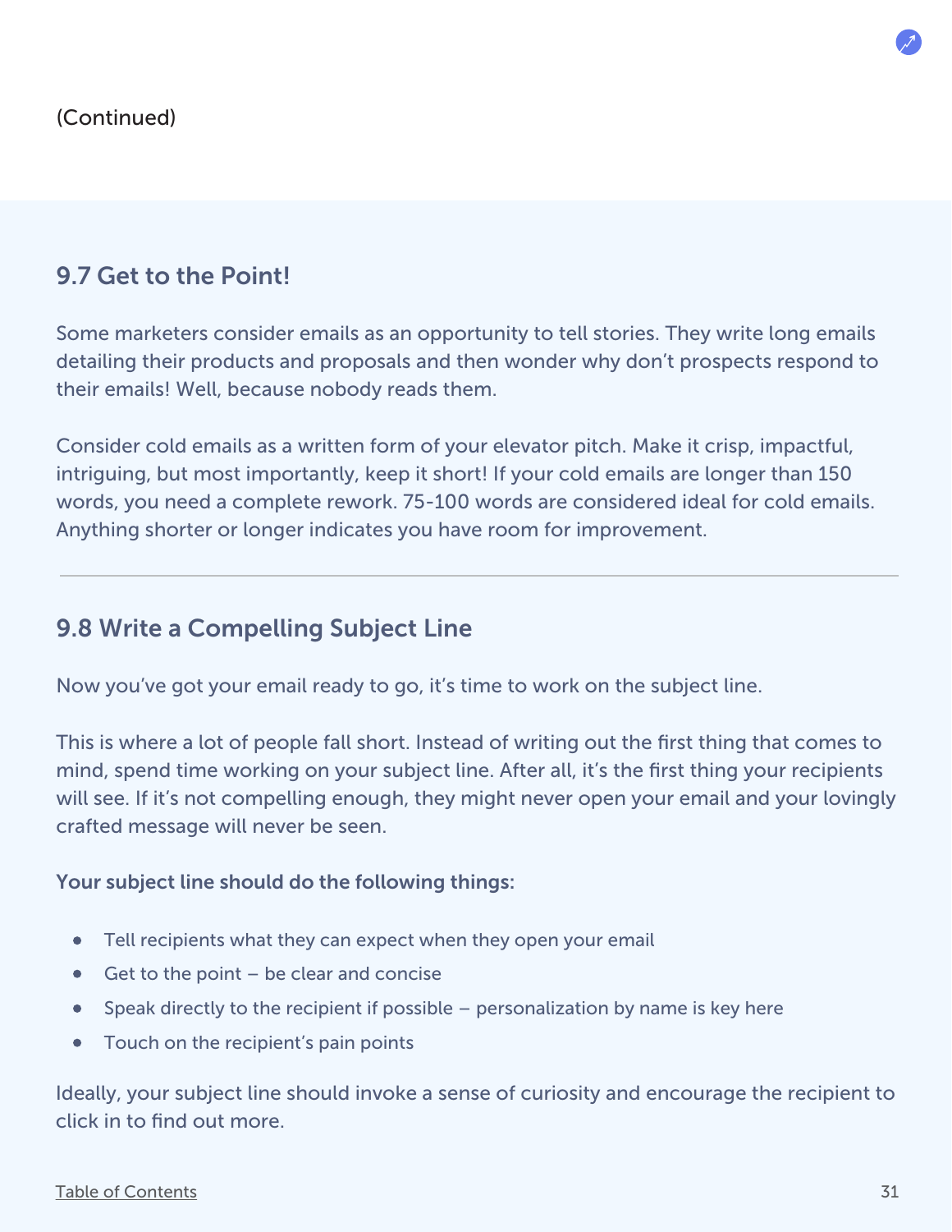(Continued)

## 9.7 Get to the Point!

Some marketers consider emails as an opportunity to tell stories. They write long emails detailing their products and proposals and then wonder why don't prospects respond to their emails! Well, because nobody reads them.

Consider cold emails as a written form of your elevator pitch. Make it crisp, impactful, intriguing, but most importantly, keep it short! If your cold emails are longer than 150 words, you need a complete rework. 75-100 words are considered ideal for cold emails. Anything shorter or longer indicates you have room for improvement.

---

## 9.8 Write a Compelling Subject Line

Now you've got your email ready to go, it's time to work on the subject line.

This is where a lot of people fall short. Instead of writing out the first thing that comes to mind, spend time working on your subject line. After all, it's the first thing your recipients will see. If it's not compelling enough, they might never open your email and your lovingly crafted message will never be seen.

**Your subject line should do the following things:**

- Tell recipients what they can expect when they open your email
- Get to the point – be clear and concise
- Speak directly to the recipient if possible – personalization by name is key here
- Touch on the recipient's pain points

Ideally, your subject line should invoke a sense of curiosity and encourage the recipient to click in to find out more.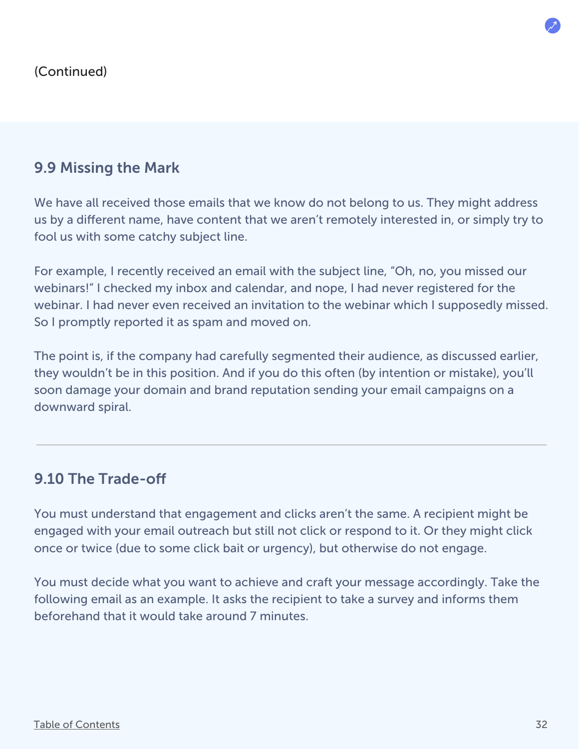(Continued)

## 9.9 Missing the Mark

We have all received those emails that we know do not belong to us. They might address us by a different name, have content that we aren't remotely interested in, or simply try to fool us with some catchy subject line.

For example, I recently received an email with the subject line, "Oh, no, you missed our webinars!" I checked my inbox and calendar, and nope, I had never registered for the webinar. I had never even received an invitation to the webinar which I supposedly missed. So I promptly reported it as spam and moved on.

The point is, if the company had carefully segmented their audience, as discussed earlier, they wouldn't be in this position. And if you do this often (by intention or mistake), you'll soon damage your domain and brand reputation sending your email campaigns on a downward spiral.

---

## 9.10 The Trade-off

You must understand that engagement and clicks aren't the same. A recipient might be engaged with your email outreach but still not click or respond to it. Or they might click once or twice (due to some click bait or urgency), but otherwise do not engage.

You must decide what you want to achieve and craft your message accordingly. Take the following email as an example. It asks the recipient to take a survey and informs them beforehand that it would take around 7 minutes.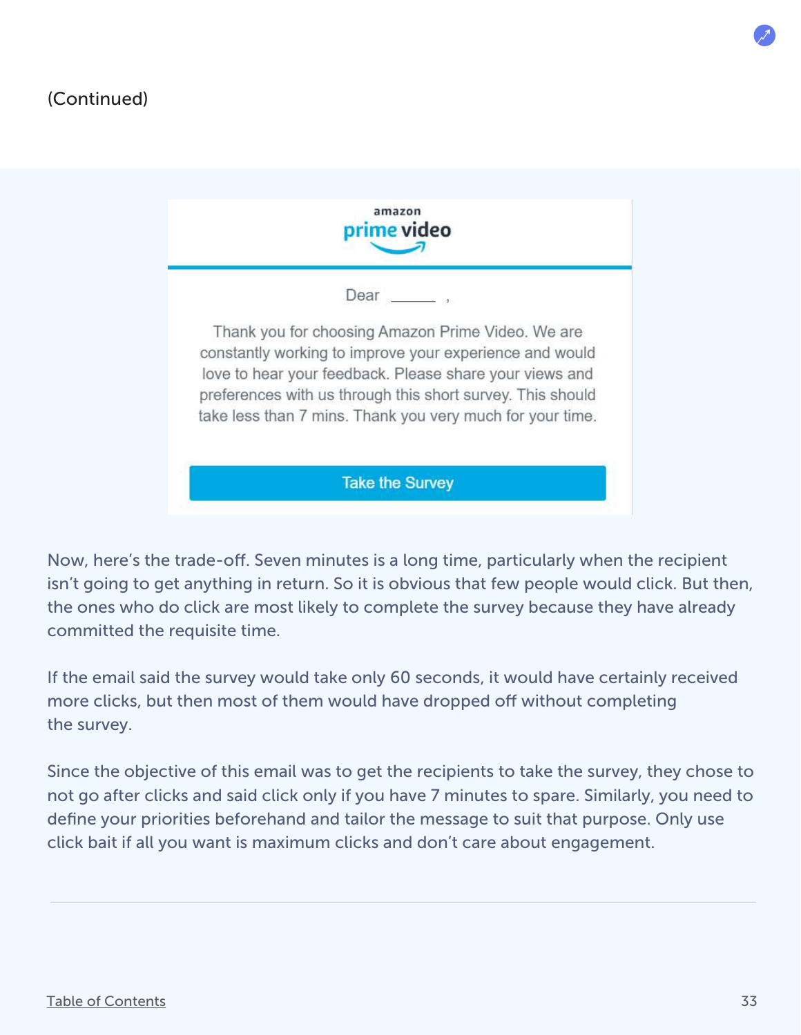(Continued)

amazon
prime video

Dear ______ ,

Thank you for choosing Amazon Prime Video. We are constantly working to improve your experience and would love to hear your feedback. Please share your views and preferences with us through this short survey. This should take less than 7 mins. Thank you very much for your time.

Take the Survey

Now, here's the trade-off. Seven minutes is a long time, particularly when the recipient isn't going to get anything in return. So it is obvious that few people would click. But then, the ones who do click are most likely to complete the survey because they have already committed the requisite time.

If the email said the survey would take only 60 seconds, it would have certainly received more clicks, but then most of them would have dropped off without completing the survey.

Since the objective of this email was to get the recipients to take the survey, they chose to not go after clicks and said click only if you have 7 minutes to spare. Similarly, you need to define your priorities beforehand and tailor the message to suit that purpose. Only use click bait if all you want is maximum clicks and don't care about engagement.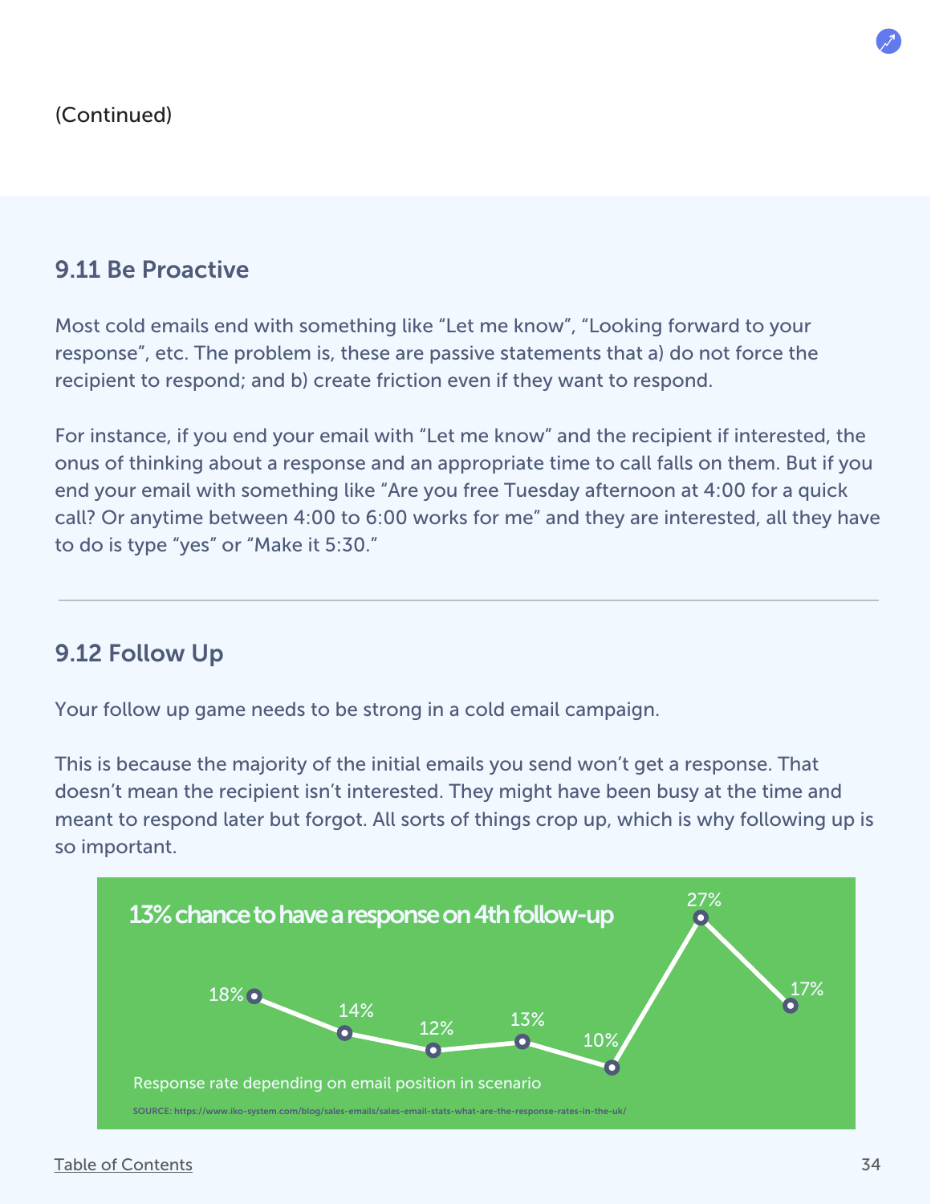(Continued)

### 9.11 Be Proactive

Most cold emails end with something like “Let me know”, “Looking forward to your response”, etc. The problem is, these are passive statements that a) do not force the recipient to respond; and b) create friction even if they want to respond.

For instance, if you end your email with “Let me know” and the recipient if interested, the onus of thinking about a response and an appropriate time to call falls on them. But if you end your email with something like “Are you free Tuesday afternoon at 4:00 for a quick call? Or anytime between 4:00 to 6:00 works for me” and they are interested, all they have to do is type “yes” or “Make it 5:30.”

---

### 9.12 Follow Up

Your follow up game needs to be strong in a cold email campaign.

This is because the majority of the initial emails you send won’t get a response. That doesn’t mean the recipient isn’t interested. They might have been busy at the time and meant to respond later but forgot. All sorts of things crop up, which is why following up is so important.

**13% chance to have a response on 4th follow-up**

18% · 14% · 12% · 13% · 10% · 27% · 17%

Response rate depending on email position in scenario

SOURCE: https://www.iko-system.com/blog/sales-emails/sales-email-stats-what-are-the-response-rates-in-the-uk/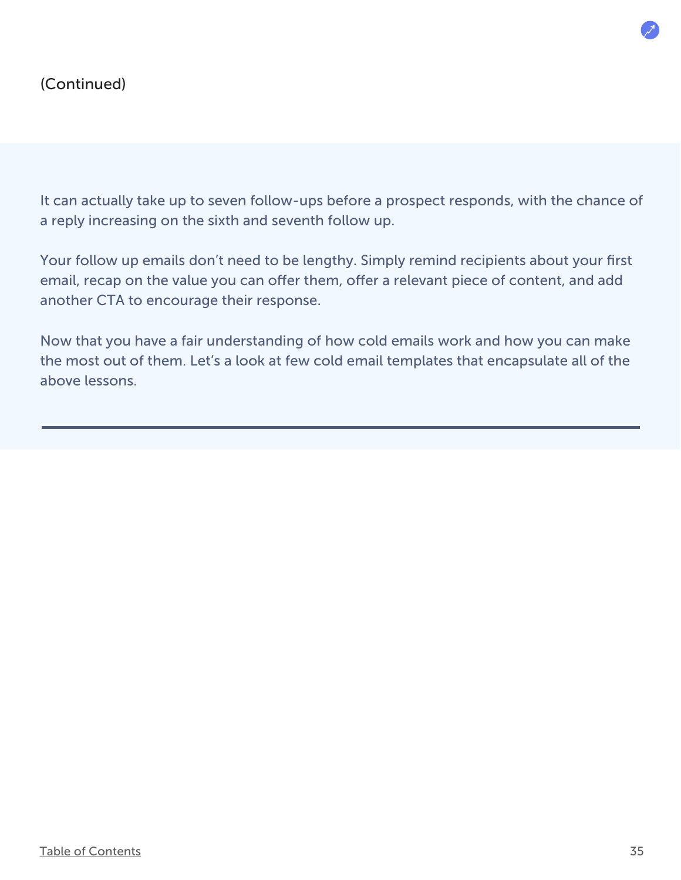(Continued)

It can actually take up to seven follow-ups before a prospect responds, with the chance of a reply increasing on the sixth and seventh follow up.

Your follow up emails don't need to be lengthy. Simply remind recipients about your first email, recap on the value you can offer them, offer a relevant piece of content, and add another CTA to encourage their response.

Now that you have a fair understanding of how cold emails work and how you can make the most out of them. Let's a look at few cold email templates that encapsulate all of the above lessons.

---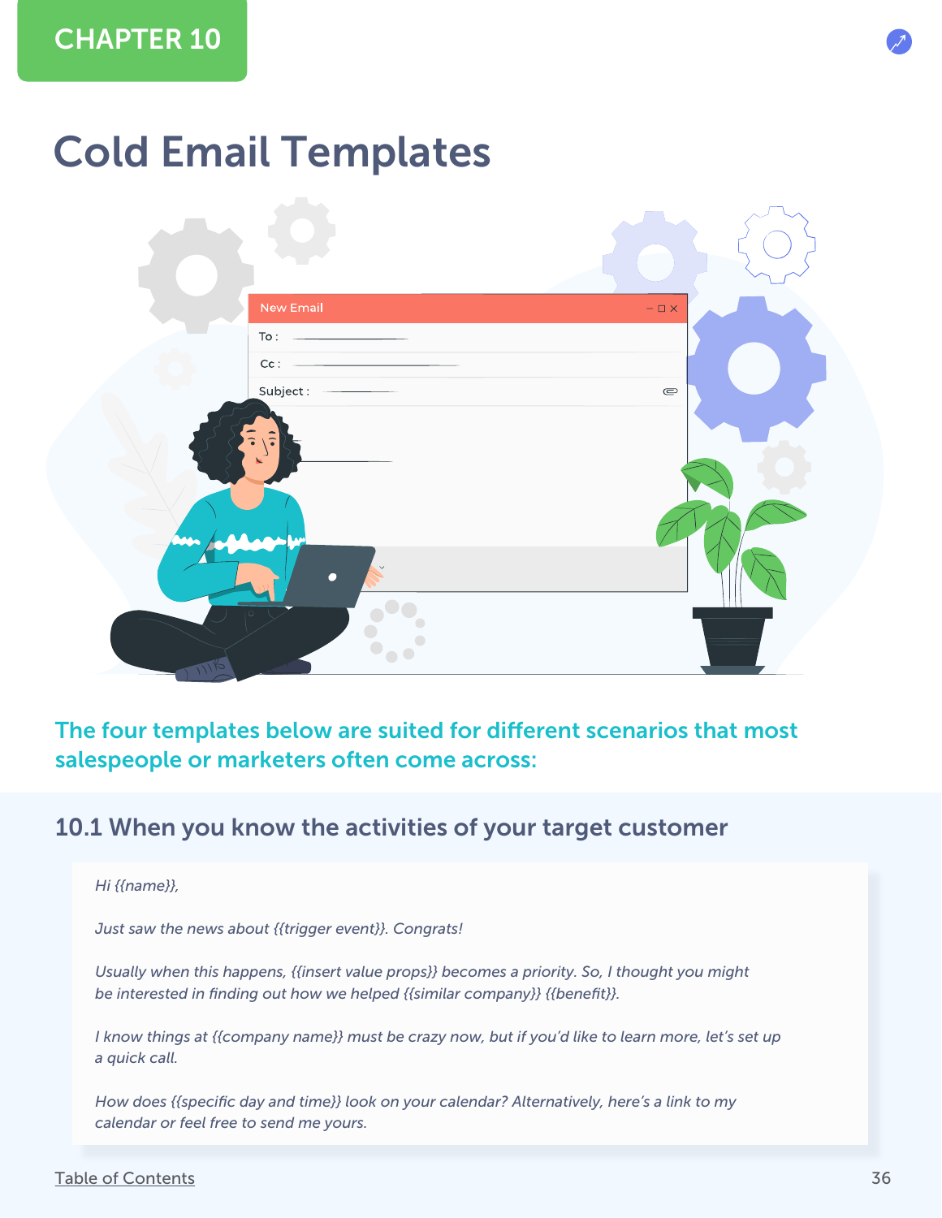CHAPTER 10

# Cold Email Templates

**The four templates below are suited for different scenarios that most salespeople or marketers often come across:**

## 10.1 When you know the activities of your target customer

*Hi {{name}},*

*Just saw the news about {{trigger event}}. Congrats!*

*Usually when this happens, {{insert value props}} becomes a priority. So, I thought you might be interested in finding out how we helped {{similar company}} {{benefit}}.*

*I know things at {{company name}} must be crazy now, but if you'd like to learn more, let's set up a quick call.*

*How does {{specific day and time}} look on your calendar? Alternatively, here's a link to my calendar or feel free to send me yours.*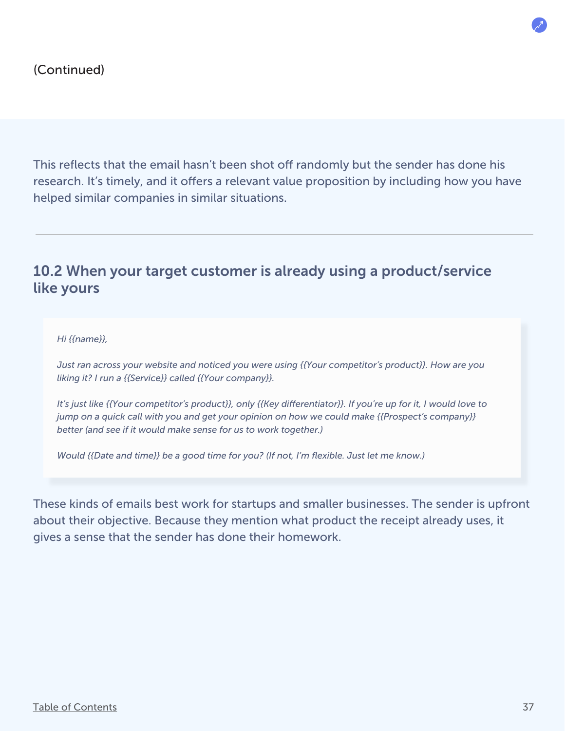(Continued)

This reflects that the email hasn't been shot off randomly but the sender has done his research. It's timely, and it offers a relevant value proposition by including how you have helped similar companies in similar situations.

---

## 10.2 When your target customer is already using a product/service like yours

> *Hi {{name}},*
>
> *Just ran across your website and noticed you were using {{Your competitor's product}}. How are you liking it? I run a {{Service}} called {{Your company}}.*
>
> *It's just like {{Your competitor's product}}, only {{Key differentiator}}. If you're up for it, I would love to jump on a quick call with you and get your opinion on how we could make {{Prospect's company}} better (and see if it would make sense for us to work together.)*
>
> *Would {{Date and time}} be a good time for you? (If not, I'm flexible. Just let me know.)*

These kinds of emails best work for startups and smaller businesses. The sender is upfront about their objective. Because they mention what product the receipt already uses, it gives a sense that the sender has done their homework.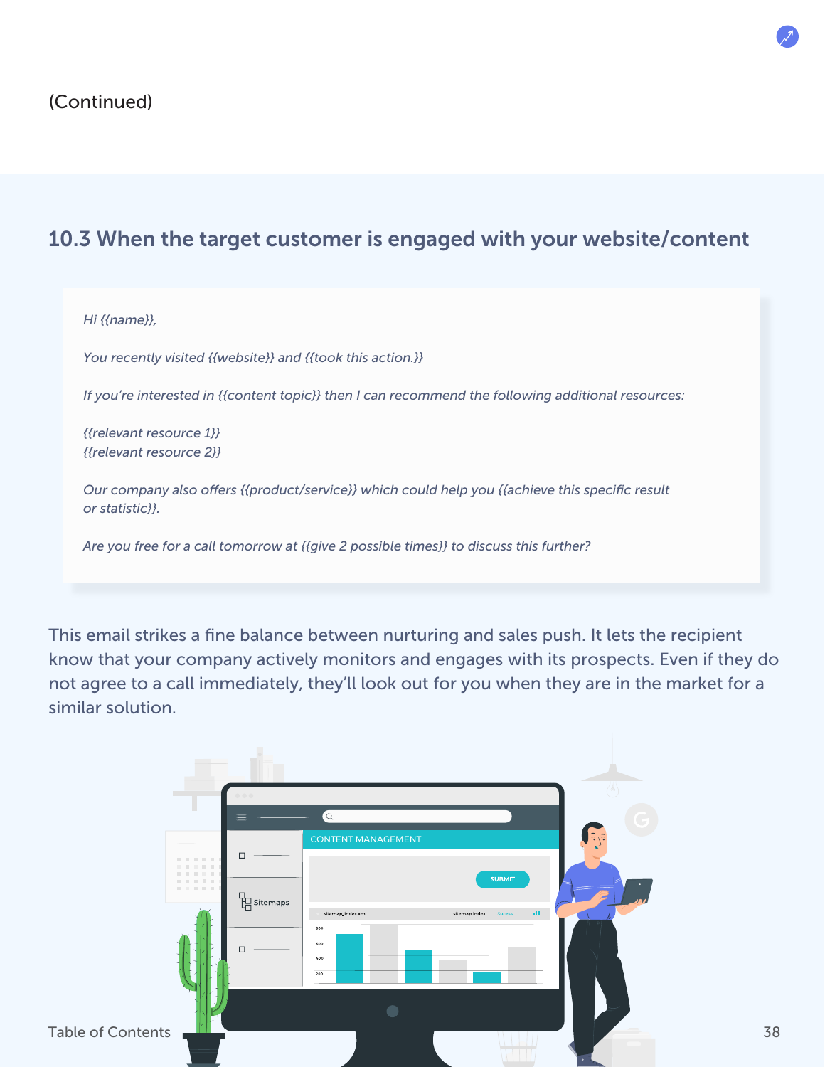(Continued)

## 10.3 When the target customer is engaged with your website/content

*Hi {{name}},*

*You recently visited {{website}} and {{took this action.}}*

*If you're interested in {{content topic}} then I can recommend the following additional resources:*

*{{relevant resource 1}}*
*{{relevant resource 2}}*

*Our company also offers {{product/service}} which could help you {{achieve this specific result or statistic}}.*

*Are you free for a call tomorrow at {{give 2 possible times}} to discuss this further?*

This email strikes a fine balance between nurturing and sales push. It lets the recipient know that your company actively monitors and engages with its prospects. Even if they do not agree to a call immediately, they'll look out for you when they are in the market for a similar solution.

Table of Contents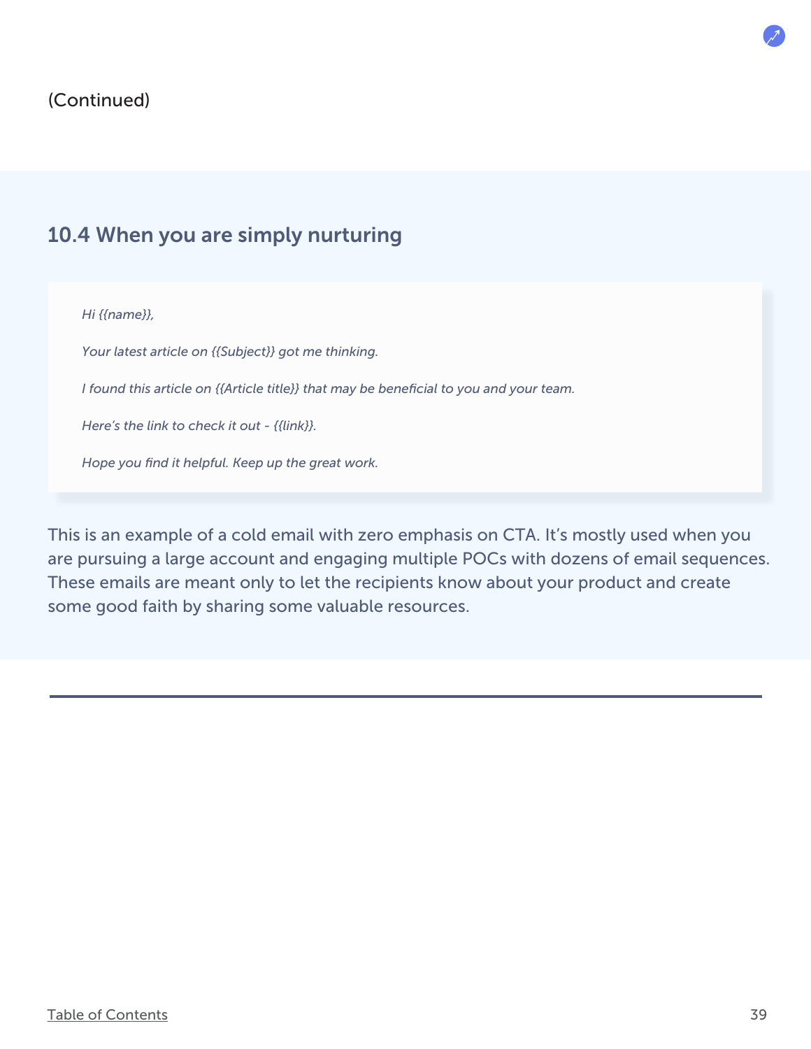(Continued)

## 10.4 When you are simply nurturing

> *Hi {{name}},*
>
> *Your latest article on {{Subject}} got me thinking.*
>
> *I found this article on {{Article title}} that may be beneficial to you and your team.*
>
> *Here's the link to check it out - {{link}}.*
>
> *Hope you find it helpful. Keep up the great work.*

This is an example of a cold email with zero emphasis on CTA. It's mostly used when you are pursuing a large account and engaging multiple POCs with dozens of email sequences. These emails are meant only to let the recipients know about your product and create some good faith by sharing some valuable resources.

---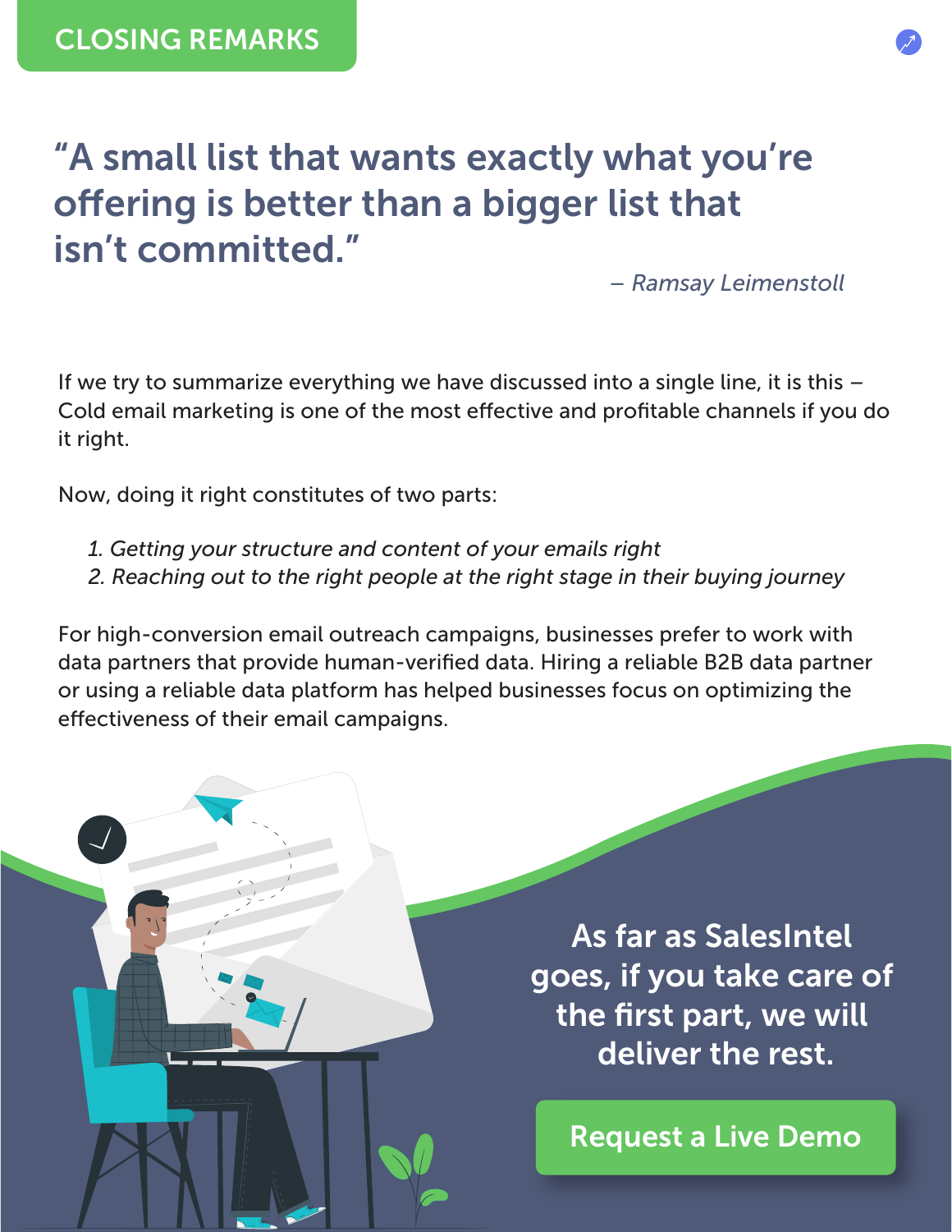## CLOSING REMARKS

> "A small list that wants exactly what you're offering is better than a bigger list that isn't committed."
>
> *– Ramsay Leimenstoll*

If we try to summarize everything we have discussed into a single line, it is this – Cold email marketing is one of the most effective and profitable channels if you do it right.

Now, doing it right constitutes of two parts:

1. *Getting your structure and content of your emails right*
2. *Reaching out to the right people at the right stage in their buying journey*

For high-conversion email outreach campaigns, businesses prefer to work with data partners that provide human-verified data. Hiring a reliable B2B data partner or using a reliable data platform has helped businesses focus on optimizing the effectiveness of their email campaigns.

**As far as SalesIntel goes, if you take care of the first part, we will deliver the rest.**

**Request a Live Demo**